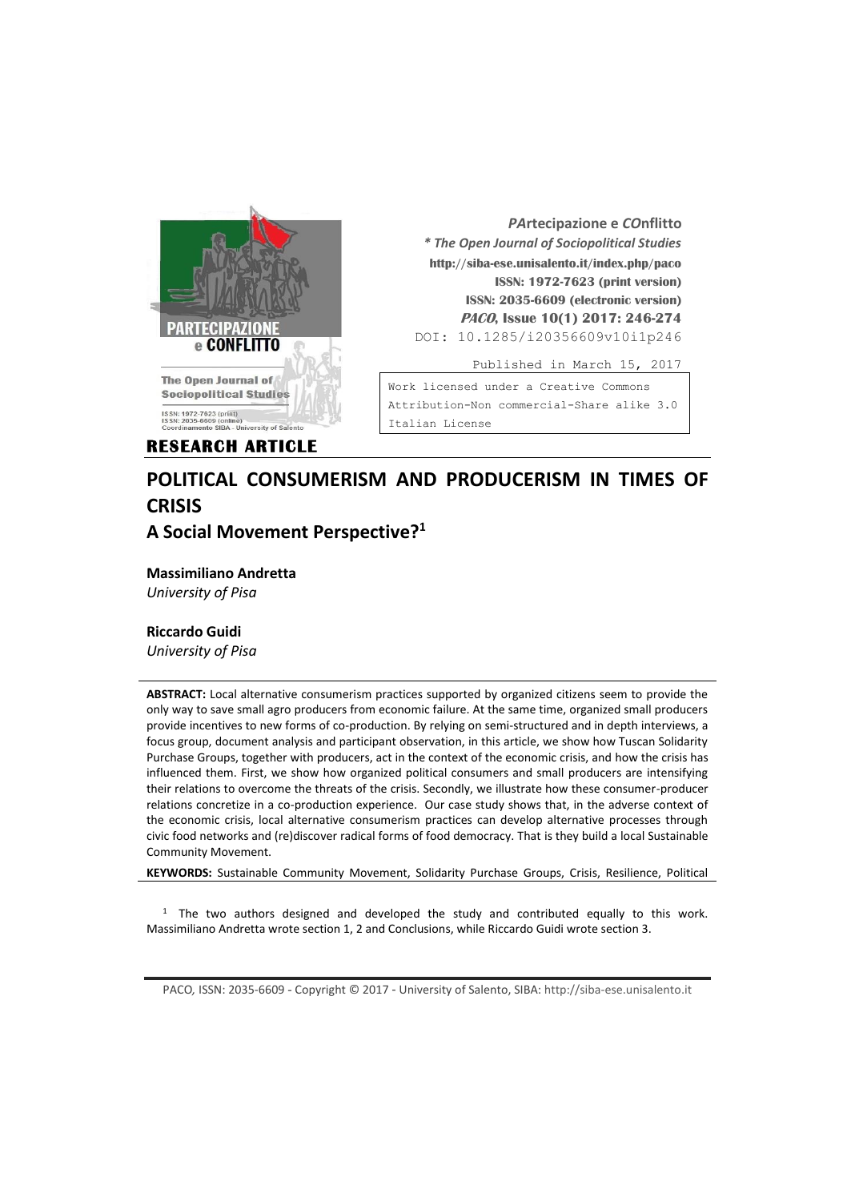*PArtecipazione e COnflitto*
*** The Open Journal of Sociopolitical Studies**
**http://siba-ese.unisalento.it/index.php/paco**
**ISSN: 1972-7623 (print version)**
**ISSN: 2035-6609 (electronic version)**
***PACO*, Issue 10(1) 2017: 246-274**
DOI: 10.1285/i20356609v10i1p246

Published in March 15, 2017

Work licensed under a Creative Commons Attribution-Non commercial-Share alike 3.0 Italian License

**RESEARCH ARTICLE**

# POLITICAL CONSUMERISM AND PRODUCERISM IN TIMES OF CRISIS

## A Social Movement Perspective?[1]

**Massimiliano Andretta**
*University of Pisa*

**Riccardo Guidi**
*University of Pisa*

**ABSTRACT:** Local alternative consumerism practices supported by organized citizens seem to provide the only way to save small agro producers from economic failure. At the same time, organized small producers provide incentives to new forms of co-production. By relying on semi-structured and in depth interviews, a focus group, document analysis and participant observation, in this article, we show how Tuscan Solidarity Purchase Groups, together with producers, act in the context of the economic crisis, and how the crisis has influenced them. First, we show how organized political consumers and small producers are intensifying their relations to overcome the threats of the crisis. Secondly, we illustrate how these consumer-producer relations concretize in a co-production experience. Our case study shows that, in the adverse context of the economic crisis, local alternative consumerism practices can develop alternative processes through civic food networks and (re)discover radical forms of food democracy. That is they build a local Sustainable Community Movement.

**KEYWORDS:** Sustainable Community Movement, Solidarity Purchase Groups, Crisis, Resilience, Political

[1] The two authors designed and developed the study and contributed equally to this work. Massimiliano Andretta wrote section 1, 2 and Conclusions, while Riccardo Guidi wrote section 3.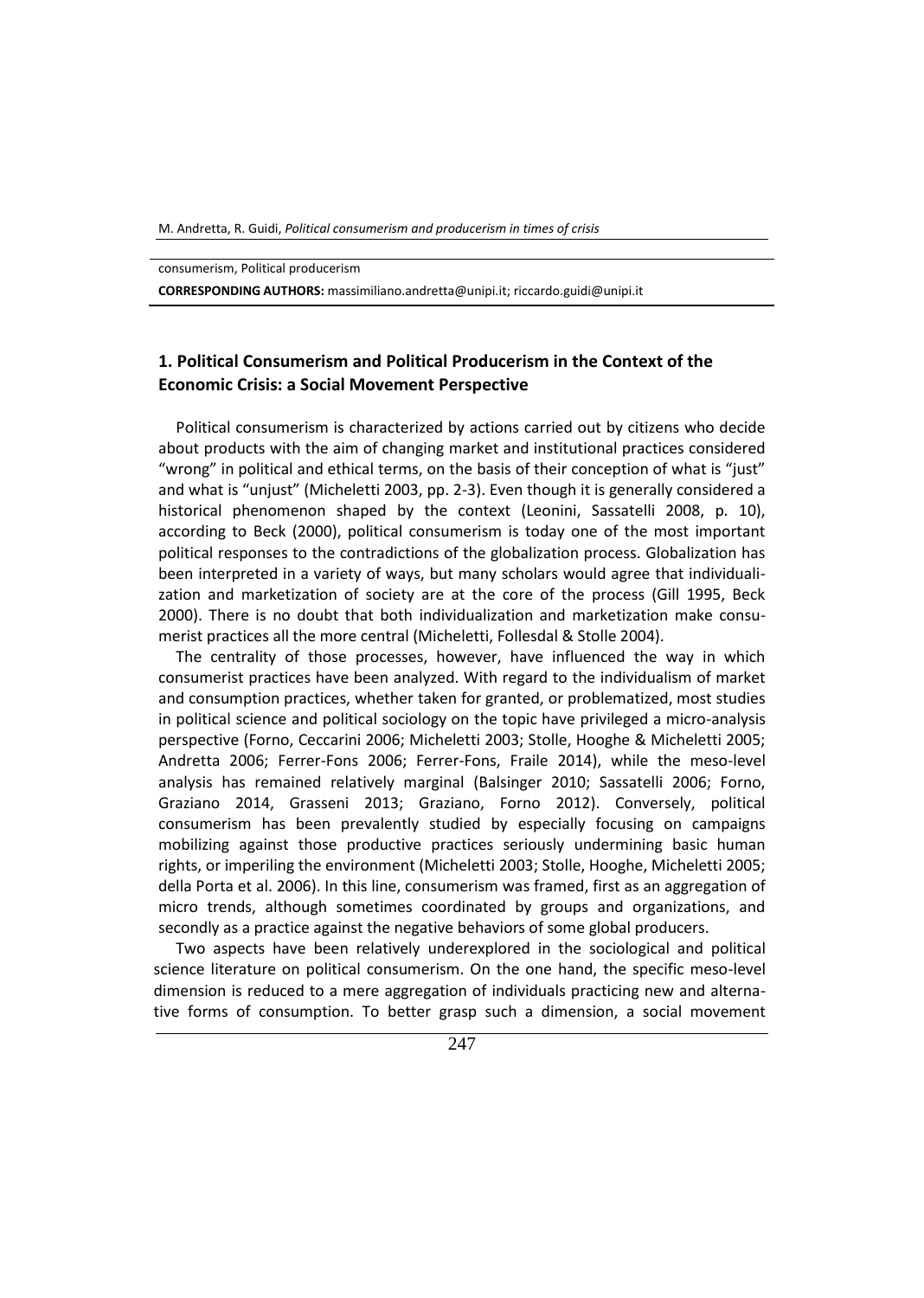consumerism, Political producerism

**CORRESPONDING AUTHORS:** massimiliano.andretta@unipi.it; riccardo.guidi@unipi.it

## 1. Political Consumerism and Political Producerism in the Context of the Economic Crisis: a Social Movement Perspective

Political consumerism is characterized by actions carried out by citizens who decide about products with the aim of changing market and institutional practices considered "wrong" in political and ethical terms, on the basis of their conception of what is "just" and what is "unjust" (Micheletti 2003, pp. 2-3). Even though it is generally considered a historical phenomenon shaped by the context (Leonini, Sassatelli 2008, p. 10), according to Beck (2000), political consumerism is today one of the most important political responses to the contradictions of the globalization process. Globalization has been interpreted in a variety of ways, but many scholars would agree that individualization and marketization of society are at the core of the process (Gill 1995, Beck 2000). There is no doubt that both individualization and marketization make consumerist practices all the more central (Micheletti, Follesdal & Stolle 2004).

The centrality of those processes, however, have influenced the way in which consumerist practices have been analyzed. With regard to the individualism of market and consumption practices, whether taken for granted, or problematized, most studies in political science and political sociology on the topic have privileged a micro-analysis perspective (Forno, Ceccarini 2006; Micheletti 2003; Stolle, Hooghe & Micheletti 2005; Andretta 2006; Ferrer-Fons 2006; Ferrer-Fons, Fraile 2014), while the meso-level analysis has remained relatively marginal (Balsinger 2010; Sassatelli 2006; Forno, Graziano 2014, Grasseni 2013; Graziano, Forno 2012). Conversely, political consumerism has been prevalently studied by especially focusing on campaigns mobilizing against those productive practices seriously undermining basic human rights, or imperiling the environment (Micheletti 2003; Stolle, Hooghe, Micheletti 2005; della Porta et al. 2006). In this line, consumerism was framed, first as an aggregation of micro trends, although sometimes coordinated by groups and organizations, and secondly as a practice against the negative behaviors of some global producers.

Two aspects have been relatively underexplored in the sociological and political science literature on political consumerism. On the one hand, the specific meso-level dimension is reduced to a mere aggregation of individuals practicing new and alternative forms of consumption. To better grasp such a dimension, a social movement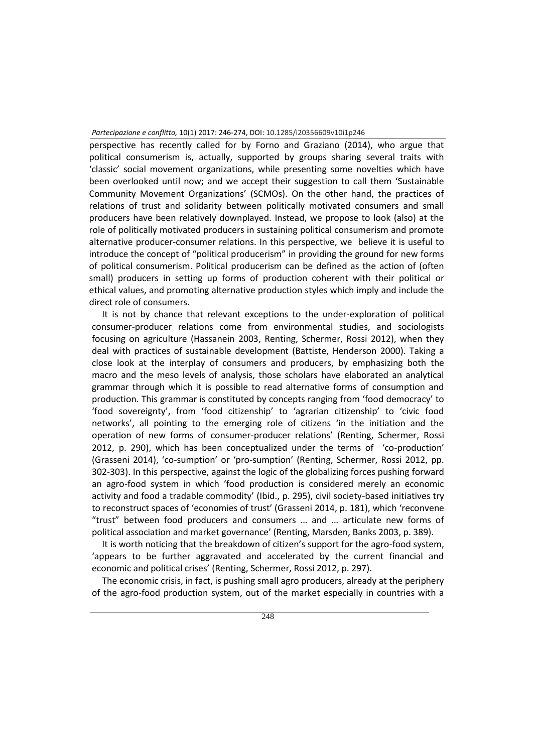perspective has recently called for by Forno and Graziano (2014), who argue that political consumerism is, actually, supported by groups sharing several traits with 'classic' social movement organizations, while presenting some novelties which have been overlooked until now; and we accept their suggestion to call them 'Sustainable Community Movement Organizations' (SCMOs). On the other hand, the practices of relations of trust and solidarity between politically motivated consumers and small producers have been relatively downplayed. Instead, we propose to look (also) at the role of politically motivated producers in sustaining political consumerism and promote alternative producer-consumer relations. In this perspective, we believe it is useful to introduce the concept of "political producerism" in providing the ground for new forms of political consumerism. Political producerism can be defined as the action of (often small) producers in setting up forms of production coherent with their political or ethical values, and promoting alternative production styles which imply and include the direct role of consumers.

It is not by chance that relevant exceptions to the under-exploration of political consumer-producer relations come from environmental studies, and sociologists focusing on agriculture (Hassanein 2003, Renting, Schermer, Rossi 2012), when they deal with practices of sustainable development (Battiste, Henderson 2000). Taking a close look at the interplay of consumers and producers, by emphasizing both the macro and the meso levels of analysis, those scholars have elaborated an analytical grammar through which it is possible to read alternative forms of consumption and production. This grammar is constituted by concepts ranging from 'food democracy' to 'food sovereignty', from 'food citizenship' to 'agrarian citizenship' to 'civic food networks', all pointing to the emerging role of citizens 'in the initiation and the operation of new forms of consumer-producer relations' (Renting, Schermer, Rossi 2012, p. 290), which has been conceptualized under the terms of 'co-production' (Grasseni 2014), 'co-sumption' or 'pro-sumption' (Renting, Schermer, Rossi 2012, pp. 302-303). In this perspective, against the logic of the globalizing forces pushing forward an agro-food system in which 'food production is considered merely an economic activity and food a tradable commodity' (Ibid., p. 295), civil society-based initiatives try to reconstruct spaces of 'economies of trust' (Grasseni 2014, p. 181), which 'reconvene "trust" between food producers and consumers … and … articulate new forms of political association and market governance' (Renting, Marsden, Banks 2003, p. 389).

It is worth noticing that the breakdown of citizen's support for the agro-food system, 'appears to be further aggravated and accelerated by the current financial and economic and political crises' (Renting, Schermer, Rossi 2012, p. 297).

The economic crisis, in fact, is pushing small agro producers, already at the periphery of the agro-food production system, out of the market especially in countries with a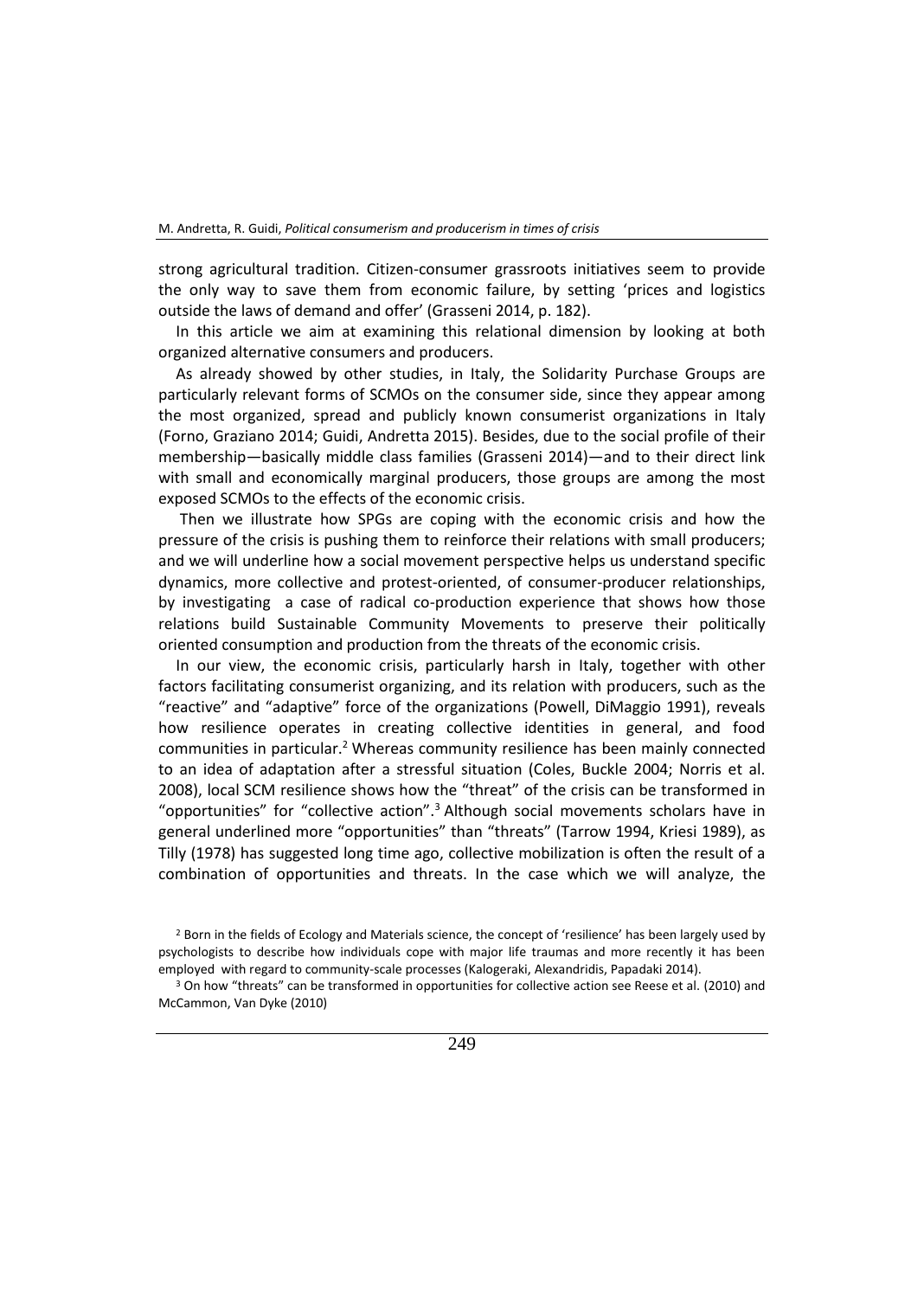strong agricultural tradition. Citizen-consumer grassroots initiatives seem to provide the only way to save them from economic failure, by setting 'prices and logistics outside the laws of demand and offer' (Grasseni 2014, p. 182).

In this article we aim at examining this relational dimension by looking at both organized alternative consumers and producers.

As already showed by other studies, in Italy, the Solidarity Purchase Groups are particularly relevant forms of SCMOs on the consumer side, since they appear among the most organized, spread and publicly known consumerist organizations in Italy (Forno, Graziano 2014; Guidi, Andretta 2015). Besides, due to the social profile of their membership—basically middle class families (Grasseni 2014)—and to their direct link with small and economically marginal producers, those groups are among the most exposed SCMOs to the effects of the economic crisis.

Then we illustrate how SPGs are coping with the economic crisis and how the pressure of the crisis is pushing them to reinforce their relations with small producers; and we will underline how a social movement perspective helps us understand specific dynamics, more collective and protest-oriented, of consumer-producer relationships, by investigating a case of radical co-production experience that shows how those relations build Sustainable Community Movements to preserve their politically oriented consumption and production from the threats of the economic crisis.

In our view, the economic crisis, particularly harsh in Italy, together with other factors facilitating consumerist organizing, and its relation with producers, such as the "reactive" and "adaptive" force of the organizations (Powell, DiMaggio 1991), reveals how resilience operates in creating collective identities in general, and food communities in particular.[2] Whereas community resilience has been mainly connected to an idea of adaptation after a stressful situation (Coles, Buckle 2004; Norris et al. 2008), local SCM resilience shows how the "threat" of the crisis can be transformed in "opportunities" for "collective action".[3] Although social movements scholars have in general underlined more "opportunities" than "threats" (Tarrow 1994, Kriesi 1989), as Tilly (1978) has suggested long time ago, collective mobilization is often the result of a combination of opportunities and threats. In the case which we will analyze, the

[2] Born in the fields of Ecology and Materials science, the concept of 'resilience' has been largely used by psychologists to describe how individuals cope with major life traumas and more recently it has been employed with regard to community-scale processes (Kalogeraki, Alexandridis, Papadaki 2014).

[3] On how "threats" can be transformed in opportunities for collective action see Reese et al. (2010) and McCammon, Van Dyke (2010)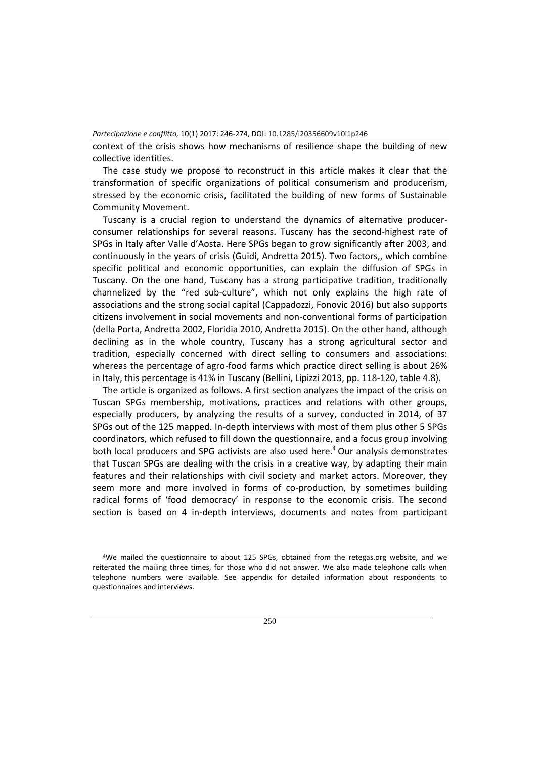context of the crisis shows how mechanisms of resilience shape the building of new collective identities.

The case study we propose to reconstruct in this article makes it clear that the transformation of specific organizations of political consumerism and producerism, stressed by the economic crisis, facilitated the building of new forms of Sustainable Community Movement.

Tuscany is a crucial region to understand the dynamics of alternative producer-consumer relationships for several reasons. Tuscany has the second-highest rate of SPGs in Italy after Valle d'Aosta. Here SPGs began to grow significantly after 2003, and continuously in the years of crisis (Guidi, Andretta 2015). Two factors,, which combine specific political and economic opportunities, can explain the diffusion of SPGs in Tuscany. On the one hand, Tuscany has a strong participative tradition, traditionally channelized by the "red sub-culture", which not only explains the high rate of associations and the strong social capital (Cappadozzi, Fonovic 2016) but also supports citizens involvement in social movements and non-conventional forms of participation (della Porta, Andretta 2002, Floridia 2010, Andretta 2015). On the other hand, although declining as in the whole country, Tuscany has a strong agricultural sector and tradition, especially concerned with direct selling to consumers and associations: whereas the percentage of agro-food farms which practice direct selling is about 26% in Italy, this percentage is 41% in Tuscany (Bellini, Lipizzi 2013, pp. 118-120, table 4.8).

The article is organized as follows. A first section analyzes the impact of the crisis on Tuscan SPGs membership, motivations, practices and relations with other groups, especially producers, by analyzing the results of a survey, conducted in 2014, of 37 SPGs out of the 125 mapped. In-depth interviews with most of them plus other 5 SPGs coordinators, which refused to fill down the questionnaire, and a focus group involving both local producers and SPG activists are also used here.[4] Our analysis demonstrates that Tuscan SPGs are dealing with the crisis in a creative way, by adapting their main features and their relationships with civil society and market actors. Moreover, they seem more and more involved in forms of co-production, by sometimes building radical forms of 'food democracy' in response to the economic crisis. The second section is based on 4 in-depth interviews, documents and notes from participant

[4] We mailed the questionnaire to about 125 SPGs, obtained from the retegas.org website, and we reiterated the mailing three times, for those who did not answer. We also made telephone calls when telephone numbers were available. See appendix for detailed information about respondents to questionnaires and interviews.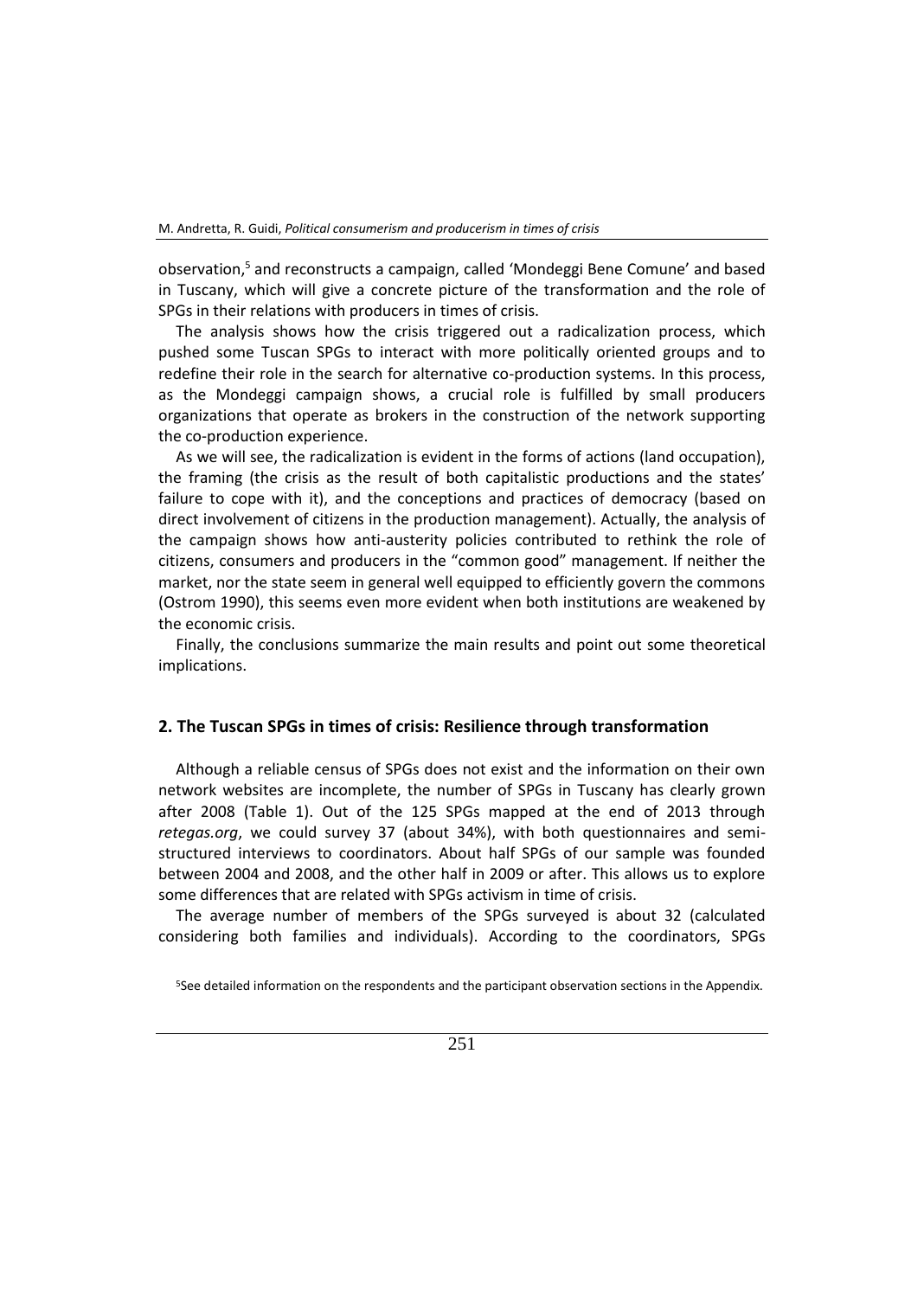observation,[5] and reconstructs a campaign, called 'Mondeggi Bene Comune' and based in Tuscany, which will give a concrete picture of the transformation and the role of SPGs in their relations with producers in times of crisis.

The analysis shows how the crisis triggered out a radicalization process, which pushed some Tuscan SPGs to interact with more politically oriented groups and to redefine their role in the search for alternative co-production systems. In this process, as the Mondeggi campaign shows, a crucial role is fulfilled by small producers organizations that operate as brokers in the construction of the network supporting the co-production experience.

As we will see, the radicalization is evident in the forms of actions (land occupation), the framing (the crisis as the result of both capitalistic productions and the states' failure to cope with it), and the conceptions and practices of democracy (based on direct involvement of citizens in the production management). Actually, the analysis of the campaign shows how anti-austerity policies contributed to rethink the role of citizens, consumers and producers in the "common good" management. If neither the market, nor the state seem in general well equipped to efficiently govern the commons (Ostrom 1990), this seems even more evident when both institutions are weakened by the economic crisis.

Finally, the conclusions summarize the main results and point out some theoretical implications.

## 2. The Tuscan SPGs in times of crisis: Resilience through transformation

Although a reliable census of SPGs does not exist and the information on their own network websites are incomplete, the number of SPGs in Tuscany has clearly grown after 2008 (Table 1). Out of the 125 SPGs mapped at the end of 2013 through *retegas.org*, we could survey 37 (about 34%), with both questionnaires and semi-structured interviews to coordinators. About half SPGs of our sample was founded between 2004 and 2008, and the other half in 2009 or after. This allows us to explore some differences that are related with SPGs activism in time of crisis.

The average number of members of the SPGs surveyed is about 32 (calculated considering both families and individuals). According to the coordinators, SPGs

[5]See detailed information on the respondents and the participant observation sections in the Appendix.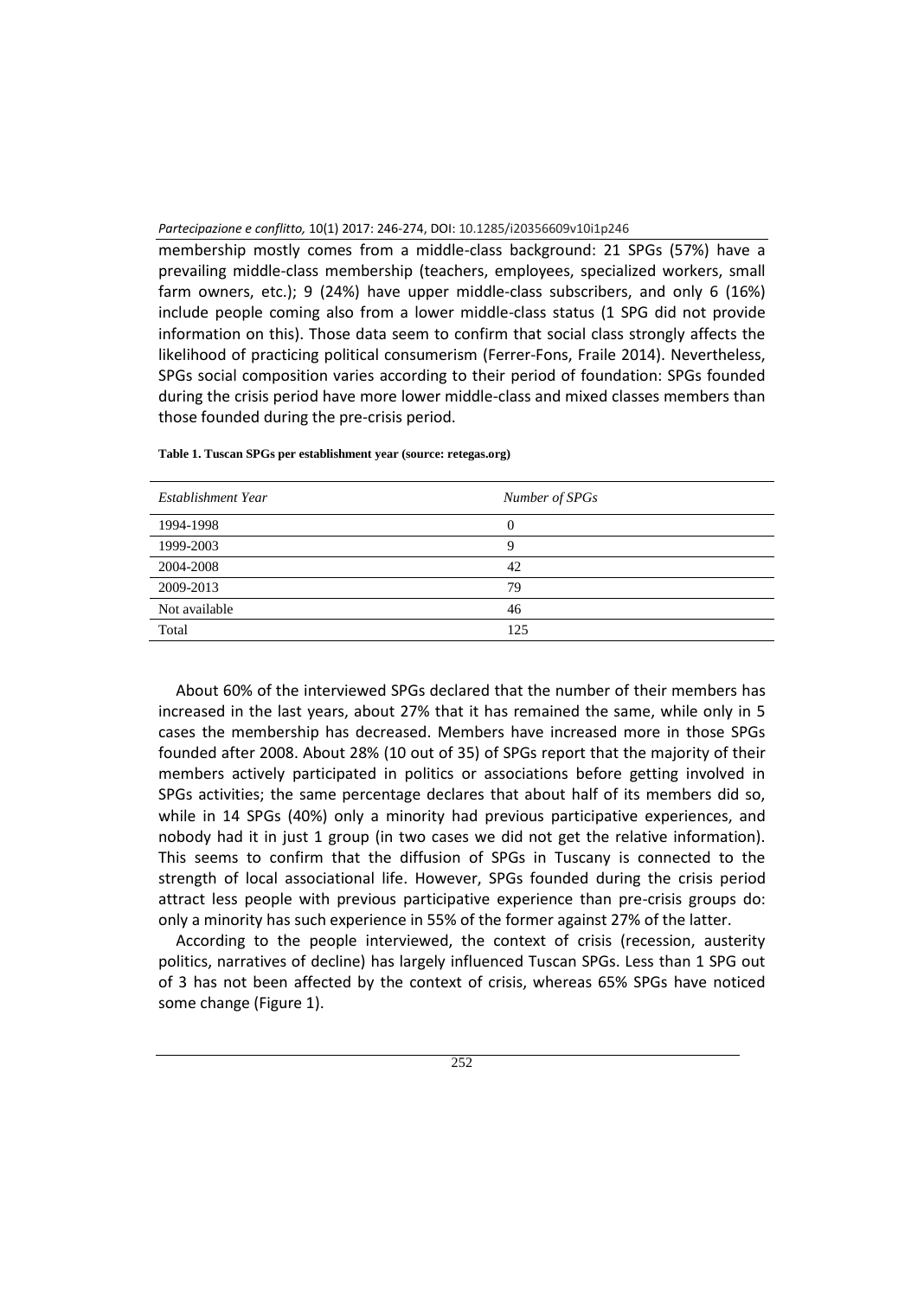membership mostly comes from a middle-class background: 21 SPGs (57%) have a prevailing middle-class membership (teachers, employees, specialized workers, small farm owners, etc.); 9 (24%) have upper middle-class subscribers, and only 6 (16%) include people coming also from a lower middle-class status (1 SPG did not provide information on this). Those data seem to confirm that social class strongly affects the likelihood of practicing political consumerism (Ferrer-Fons, Fraile 2014). Nevertheless, SPGs social composition varies according to their period of foundation: SPGs founded during the crisis period have more lower middle-class and mixed classes members than those founded during the pre-crisis period.

**Table 1. Tuscan SPGs per establishment year (source: retegas.org)**

| *Establishment Year* | *Number of SPGs* |
|---|---|
| 1994-1998 | 0 |
| 1999-2003 | 9 |
| 2004-2008 | 42 |
| 2009-2013 | 79 |
| Not available | 46 |
| Total | 125 |

About 60% of the interviewed SPGs declared that the number of their members has increased in the last years, about 27% that it has remained the same, while only in 5 cases the membership has decreased. Members have increased more in those SPGs founded after 2008. About 28% (10 out of 35) of SPGs report that the majority of their members actively participated in politics or associations before getting involved in SPGs activities; the same percentage declares that about half of its members did so, while in 14 SPGs (40%) only a minority had previous participative experiences, and nobody had it in just 1 group (in two cases we did not get the relative information). This seems to confirm that the diffusion of SPGs in Tuscany is connected to the strength of local associational life. However, SPGs founded during the crisis period attract less people with previous participative experience than pre-crisis groups do: only a minority has such experience in 55% of the former against 27% of the latter.

According to the people interviewed, the context of crisis (recession, austerity politics, narratives of decline) has largely influenced Tuscan SPGs. Less than 1 SPG out of 3 has not been affected by the context of crisis, whereas 65% SPGs have noticed some change (Figure 1).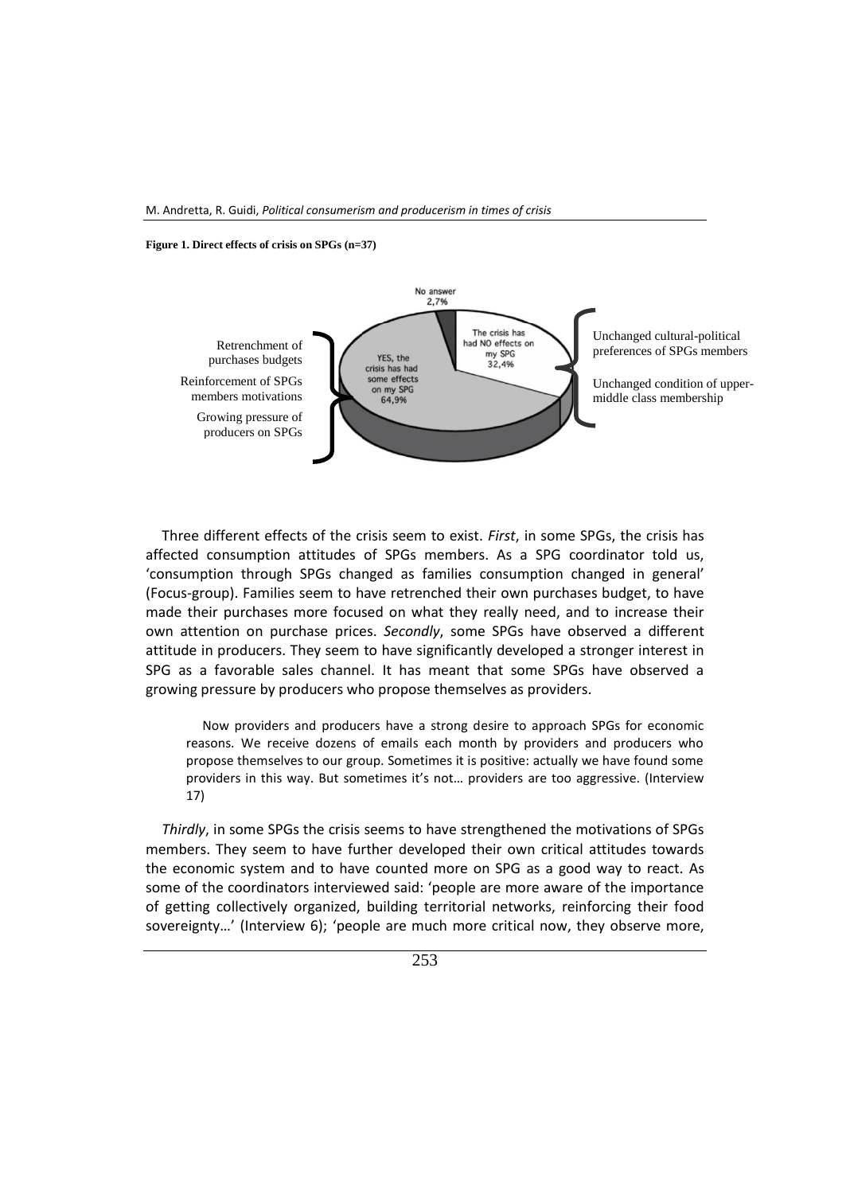**Figure 1. Direct effects of crisis on SPGs (n=37)**

No answer 2,7%

The crisis has had NO effects on my SPG 32,4%

YES, the crisis has had some effects on my SPG 64,9%

Retrenchment of purchases budgets

Reinforcement of SPGs members motivations

Growing pressure of producers on SPGs

Unchanged cultural-political preferences of SPGs members

Unchanged condition of upper-middle class membership

Three different effects of the crisis seem to exist. *First*, in some SPGs, the crisis has affected consumption attitudes of SPGs members. As a SPG coordinator told us, 'consumption through SPGs changed as families consumption changed in general' (Focus-group). Families seem to have retrenched their own purchases budget, to have made their purchases more focused on what they really need, and to increase their own attention on purchase prices. *Secondly*, some SPGs have observed a different attitude in producers. They seem to have significantly developed a stronger interest in SPG as a favorable sales channel. It has meant that some SPGs have observed a growing pressure by producers who propose themselves as providers.

> Now providers and producers have a strong desire to approach SPGs for economic reasons. We receive dozens of emails each month by providers and producers who propose themselves to our group. Sometimes it is positive: actually we have found some providers in this way. But sometimes it's not… providers are too aggressive. (Interview 17)

*Thirdly*, in some SPGs the crisis seems to have strengthened the motivations of SPGs members. They seem to have further developed their own critical attitudes towards the economic system and to have counted more on SPG as a good way to react. As some of the coordinators interviewed said: 'people are more aware of the importance of getting collectively organized, building territorial networks, reinforcing their food sovereignty…' (Interview 6); 'people are much more critical now, they observe more,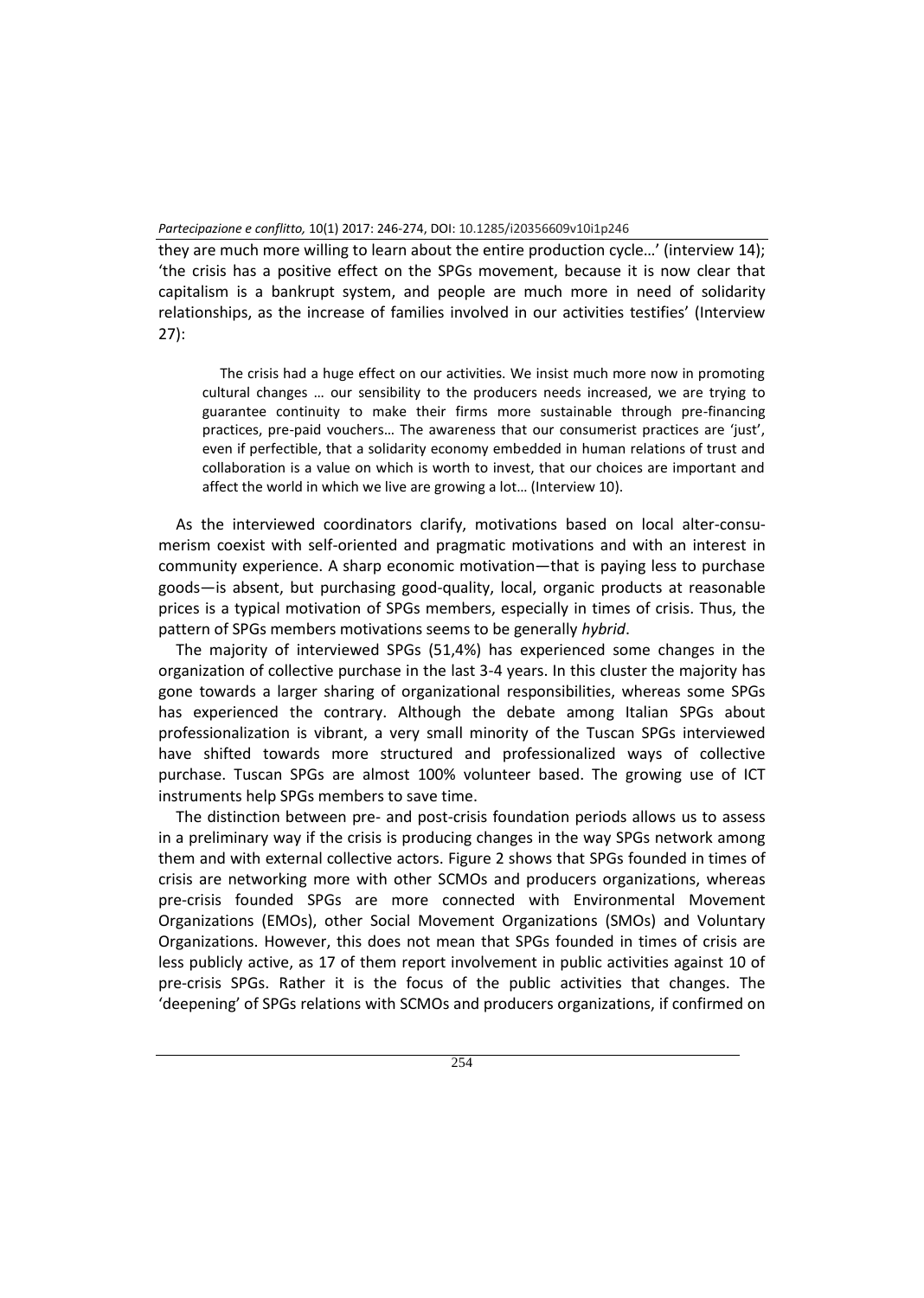they are much more willing to learn about the entire production cycle…' (interview 14); 'the crisis has a positive effect on the SPGs movement, because it is now clear that capitalism is a bankrupt system, and people are much more in need of solidarity relationships, as the increase of families involved in our activities testifies' (Interview 27):

> The crisis had a huge effect on our activities. We insist much more now in promoting cultural changes … our sensibility to the producers needs increased, we are trying to guarantee continuity to make their firms more sustainable through pre-financing practices, pre-paid vouchers… The awareness that our consumerist practices are 'just', even if perfectible, that a solidarity economy embedded in human relations of trust and collaboration is a value on which is worth to invest, that our choices are important and affect the world in which we live are growing a lot… (Interview 10).

As the interviewed coordinators clarify, motivations based on local alter-consumerism coexist with self-oriented and pragmatic motivations and with an interest in community experience. A sharp economic motivation—that is paying less to purchase goods—is absent, but purchasing good-quality, local, organic products at reasonable prices is a typical motivation of SPGs members, especially in times of crisis. Thus, the pattern of SPGs members motivations seems to be generally *hybrid*.

The majority of interviewed SPGs (51,4%) has experienced some changes in the organization of collective purchase in the last 3-4 years. In this cluster the majority has gone towards a larger sharing of organizational responsibilities, whereas some SPGs has experienced the contrary. Although the debate among Italian SPGs about professionalization is vibrant, a very small minority of the Tuscan SPGs interviewed have shifted towards more structured and professionalized ways of collective purchase. Tuscan SPGs are almost 100% volunteer based. The growing use of ICT instruments help SPGs members to save time.

The distinction between pre- and post-crisis foundation periods allows us to assess in a preliminary way if the crisis is producing changes in the way SPGs network among them and with external collective actors. Figure 2 shows that SPGs founded in times of crisis are networking more with other SCMOs and producers organizations, whereas pre-crisis founded SPGs are more connected with Environmental Movement Organizations (EMOs), other Social Movement Organizations (SMOs) and Voluntary Organizations. However, this does not mean that SPGs founded in times of crisis are less publicly active, as 17 of them report involvement in public activities against 10 of pre-crisis SPGs. Rather it is the focus of the public activities that changes. The 'deepening' of SPGs relations with SCMOs and producers organizations, if confirmed on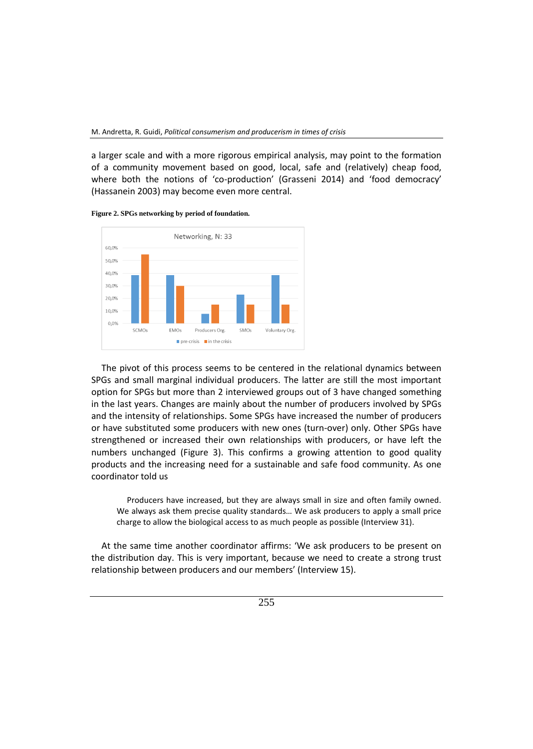a larger scale and with a more rigorous empirical analysis, may point to the formation of a community movement based on good, local, safe and (relatively) cheap food, where both the notions of 'co-production' (Grasseni 2014) and 'food democracy' (Hassanein 2003) may become even more central.

**Figure 2. SPGs networking by period of foundation.**

The pivot of this process seems to be centered in the relational dynamics between SPGs and small marginal individual producers. The latter are still the most important option for SPGs but more than 2 interviewed groups out of 3 have changed something in the last years. Changes are mainly about the number of producers involved by SPGs and the intensity of relationships. Some SPGs have increased the number of producers or have substituted some producers with new ones (turn-over) only. Other SPGs have strengthened or increased their own relationships with producers, or have left the numbers unchanged (Figure 3). This confirms a growing attention to good quality products and the increasing need for a sustainable and safe food community. As one coordinator told us

> Producers have increased, but they are always small in size and often family owned. We always ask them precise quality standards… We ask producers to apply a small price charge to allow the biological access to as much people as possible (Interview 31).

At the same time another coordinator affirms: 'We ask producers to be present on the distribution day. This is very important, because we need to create a strong trust relationship between producers and our members' (Interview 15).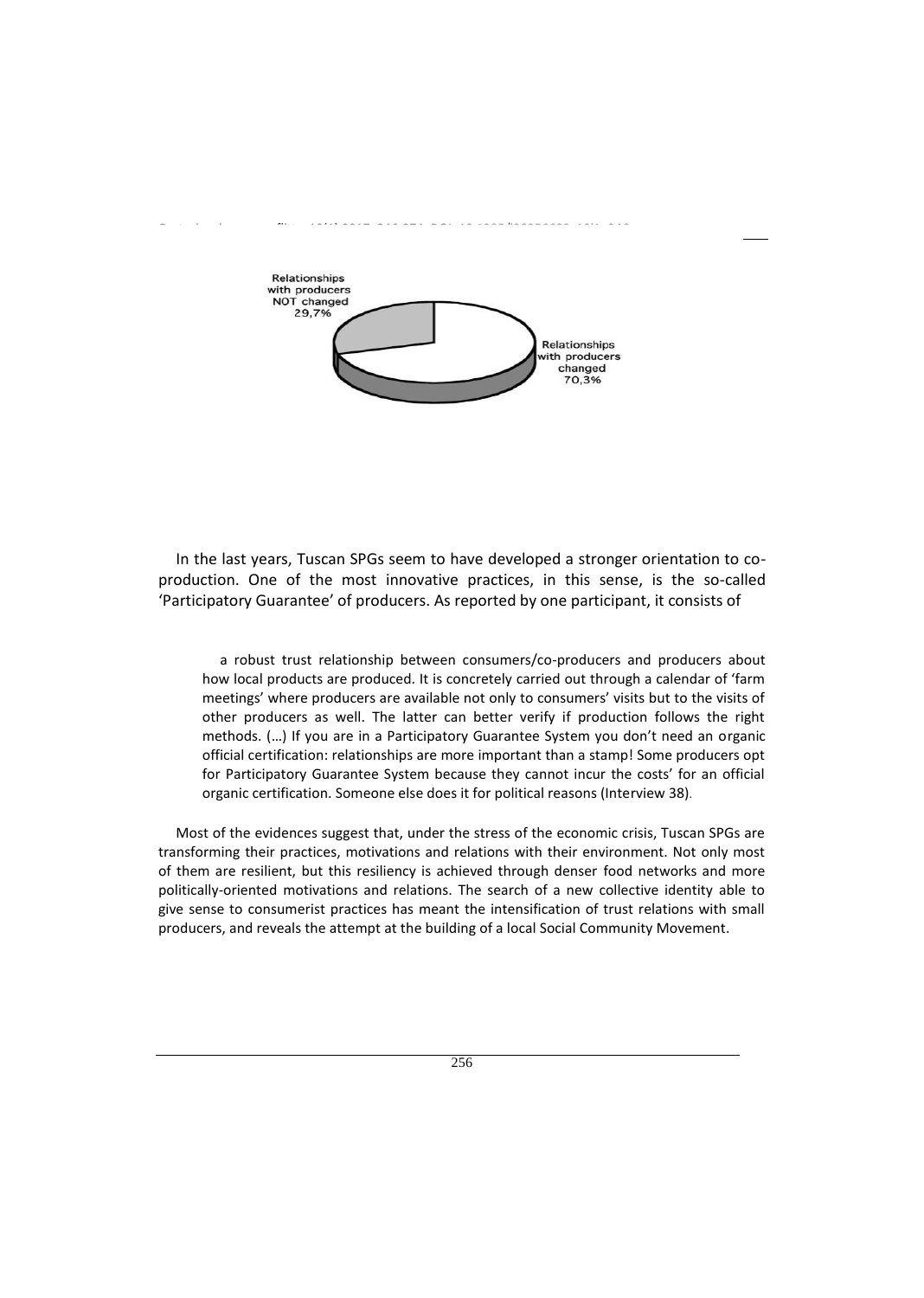Relationships with producers NOT changed 29,7%

Relationships with producers changed 70,3%

In the last years, Tuscan SPGs seem to have developed a stronger orientation to co-production. One of the most innovative practices, in this sense, is the so-called 'Participatory Guarantee' of producers. As reported by one participant, it consists of

> a robust trust relationship between consumers/co-producers and producers about how local products are produced. It is concretely carried out through a calendar of 'farm meetings' where producers are available not only to consumers' visits but to the visits of other producers as well. The latter can better verify if production follows the right methods. (…) If you are in a Participatory Guarantee System you don't need an organic official certification: relationships are more important than a stamp! Some producers opt for Participatory Guarantee System because they cannot incur the costs' for an official organic certification. Someone else does it for political reasons (Interview 38).

Most of the evidences suggest that, under the stress of the economic crisis, Tuscan SPGs are transforming their practices, motivations and relations with their environment. Not only most of them are resilient, but this resiliency is achieved through denser food networks and more politically-oriented motivations and relations. The search of a new collective identity able to give sense to consumerist practices has meant the intensification of trust relations with small producers, and reveals the attempt at the building of a local Social Community Movement.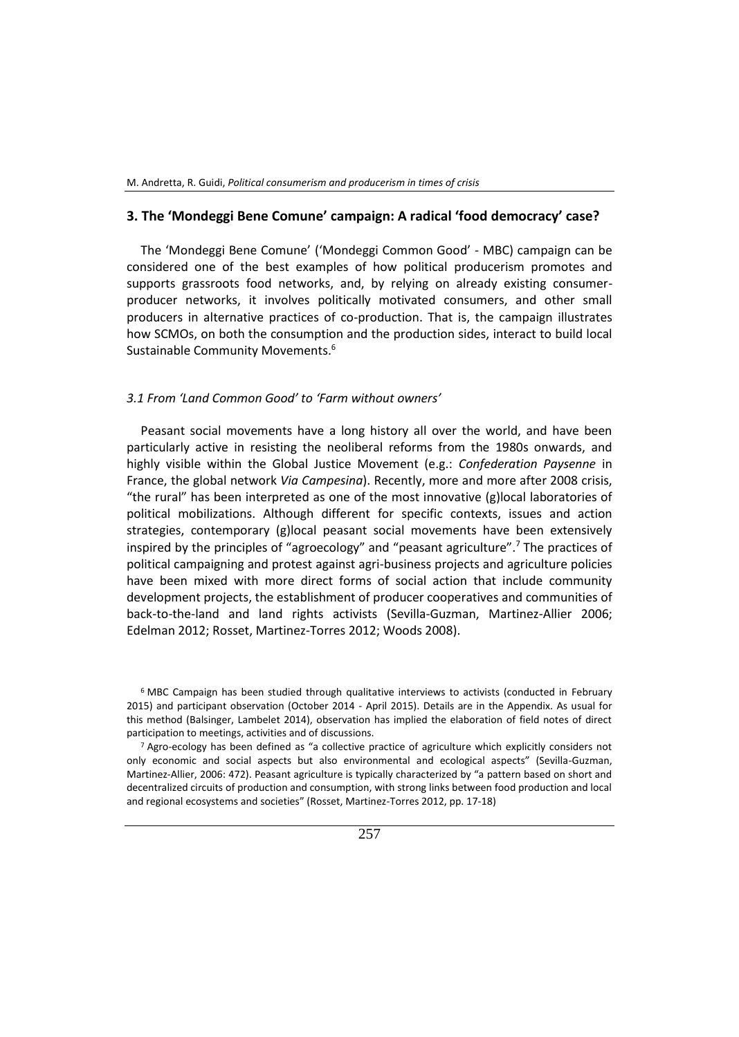## 3. The 'Mondeggi Bene Comune' campaign: A radical 'food democracy' case?

The 'Mondeggi Bene Comune' ('Mondeggi Common Good' - MBC) campaign can be considered one of the best examples of how political producerism promotes and supports grassroots food networks, and, by relying on already existing consumer-producer networks, it involves politically motivated consumers, and other small producers in alternative practices of co-production. That is, the campaign illustrates how SCMOs, on both the consumption and the production sides, interact to build local Sustainable Community Movements.[6]

### *3.1 From 'Land Common Good' to 'Farm without owners'*

Peasant social movements have a long history all over the world, and have been particularly active in resisting the neoliberal reforms from the 1980s onwards, and highly visible within the Global Justice Movement (e.g.: *Confederation Paysenne* in France, the global network *Via Campesina*). Recently, more and more after 2008 crisis, "the rural" has been interpreted as one of the most innovative (g)local laboratories of political mobilizations. Although different for specific contexts, issues and action strategies, contemporary (g)local peasant social movements have been extensively inspired by the principles of "agroecology" and "peasant agriculture".[7] The practices of political campaigning and protest against agri-business projects and agriculture policies have been mixed with more direct forms of social action that include community development projects, the establishment of producer cooperatives and communities of back-to-the-land and land rights activists (Sevilla-Guzman, Martinez-Allier 2006; Edelman 2012; Rosset, Martinez-Torres 2012; Woods 2008).

[6] MBC Campaign has been studied through qualitative interviews to activists (conducted in February 2015) and participant observation (October 2014 - April 2015). Details are in the Appendix. As usual for this method (Balsinger, Lambelet 2014), observation has implied the elaboration of field notes of direct participation to meetings, activities and of discussions.

[7] Agro-ecology has been defined as "a collective practice of agriculture which explicitly considers not only economic and social aspects but also environmental and ecological aspects" (Sevilla-Guzman, Martinez-Allier, 2006: 472). Peasant agriculture is typically characterized by "a pattern based on short and decentralized circuits of production and consumption, with strong links between food production and local and regional ecosystems and societies" (Rosset, Martinez-Torres 2012, pp. 17-18)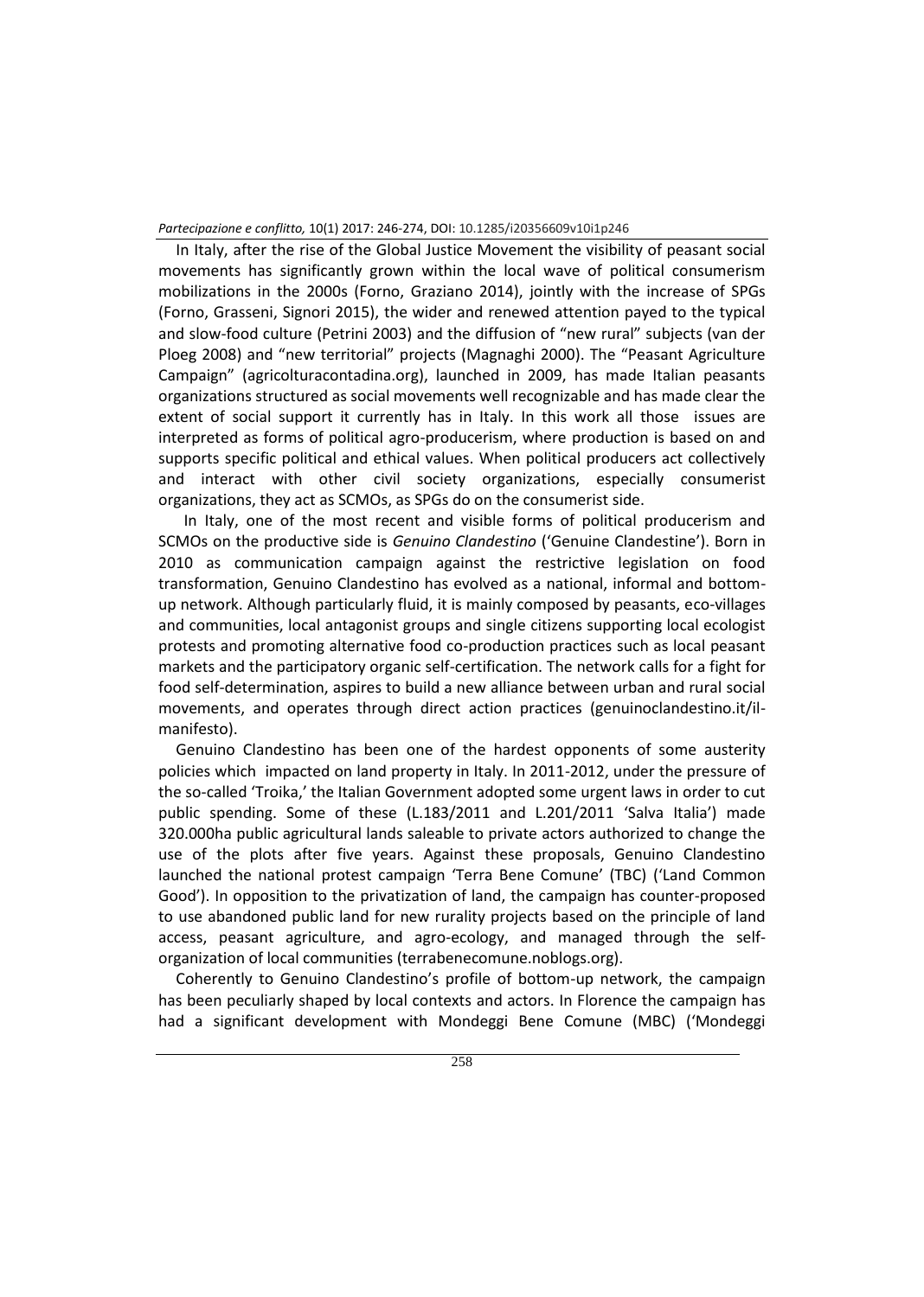In Italy, after the rise of the Global Justice Movement the visibility of peasant social movements has significantly grown within the local wave of political consumerism mobilizations in the 2000s (Forno, Graziano 2014), jointly with the increase of SPGs (Forno, Grasseni, Signori 2015), the wider and renewed attention payed to the typical and slow-food culture (Petrini 2003) and the diffusion of "new rural" subjects (van der Ploeg 2008) and "new territorial" projects (Magnaghi 2000). The "Peasant Agriculture Campaign" (agricolturacontadina.org), launched in 2009, has made Italian peasants organizations structured as social movements well recognizable and has made clear the extent of social support it currently has in Italy. In this work all those issues are interpreted as forms of political agro-producerism, where production is based on and supports specific political and ethical values. When political producers act collectively and interact with other civil society organizations, especially consumerist organizations, they act as SCMOs, as SPGs do on the consumerist side.

In Italy, one of the most recent and visible forms of political producerism and SCMOs on the productive side is *Genuino Clandestino* ('Genuine Clandestine'). Born in 2010 as communication campaign against the restrictive legislation on food transformation, Genuino Clandestino has evolved as a national, informal and bottom-up network. Although particularly fluid, it is mainly composed by peasants, eco-villages and communities, local antagonist groups and single citizens supporting local ecologist protests and promoting alternative food co-production practices such as local peasant markets and the participatory organic self-certification. The network calls for a fight for food self-determination, aspires to build a new alliance between urban and rural social movements, and operates through direct action practices (genuinoclandestino.it/il-manifesto).

Genuino Clandestino has been one of the hardest opponents of some austerity policies which impacted on land property in Italy. In 2011-2012, under the pressure of the so-called 'Troika,' the Italian Government adopted some urgent laws in order to cut public spending. Some of these (L.183/2011 and L.201/2011 'Salva Italia') made 320.000ha public agricultural lands saleable to private actors authorized to change the use of the plots after five years. Against these proposals, Genuino Clandestino launched the national protest campaign 'Terra Bene Comune' (TBC) ('Land Common Good'). In opposition to the privatization of land, the campaign has counter-proposed to use abandoned public land for new rurality projects based on the principle of land access, peasant agriculture, and agro-ecology, and managed through the self-organization of local communities (terrabenecomune.noblogs.org).

Coherently to Genuino Clandestino's profile of bottom-up network, the campaign has been peculiarly shaped by local contexts and actors. In Florence the campaign has had a significant development with Mondeggi Bene Comune (MBC) ('Mondeggi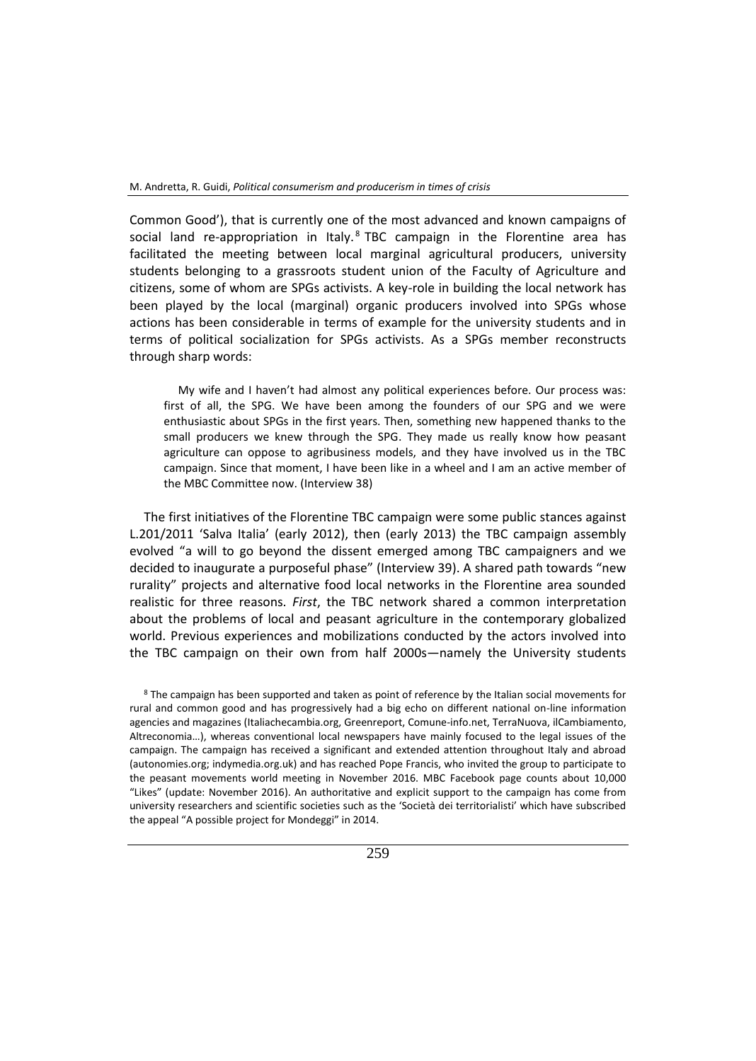Common Good'), that is currently one of the most advanced and known campaigns of social land re-appropriation in Italy.[8] TBC campaign in the Florentine area has facilitated the meeting between local marginal agricultural producers, university students belonging to a grassroots student union of the Faculty of Agriculture and citizens, some of whom are SPGs activists. A key-role in building the local network has been played by the local (marginal) organic producers involved into SPGs whose actions has been considerable in terms of example for the university students and in terms of political socialization for SPGs activists. As a SPGs member reconstructs through sharp words:

> My wife and I haven't had almost any political experiences before. Our process was: first of all, the SPG. We have been among the founders of our SPG and we were enthusiastic about SPGs in the first years. Then, something new happened thanks to the small producers we knew through the SPG. They made us really know how peasant agriculture can oppose to agribusiness models, and they have involved us in the TBC campaign. Since that moment, I have been like in a wheel and I am an active member of the MBC Committee now. (Interview 38)

The first initiatives of the Florentine TBC campaign were some public stances against L.201/2011 'Salva Italia' (early 2012), then (early 2013) the TBC campaign assembly evolved "a will to go beyond the dissent emerged among TBC campaigners and we decided to inaugurate a purposeful phase" (Interview 39). A shared path towards "new rurality" projects and alternative food local networks in the Florentine area sounded realistic for three reasons. *First*, the TBC network shared a common interpretation about the problems of local and peasant agriculture in the contemporary globalized world. Previous experiences and mobilizations conducted by the actors involved into the TBC campaign on their own from half 2000s—namely the University students

[8] The campaign has been supported and taken as point of reference by the Italian social movements for rural and common good and has progressively had a big echo on different national on-line information agencies and magazines (Italiachecambia.org, Greenreport, Comune-info.net, TerraNuova, ilCambiamento, Altreconomia…), whereas conventional local newspapers have mainly focused to the legal issues of the campaign. The campaign has received a significant and extended attention throughout Italy and abroad (autonomies.org; indymedia.org.uk) and has reached Pope Francis, who invited the group to participate to the peasant movements world meeting in November 2016. MBC Facebook page counts about 10,000 "Likes" (update: November 2016). An authoritative and explicit support to the campaign has come from university researchers and scientific societies such as the 'Società dei territorialisti' which have subscribed the appeal "A possible project for Mondeggi" in 2014.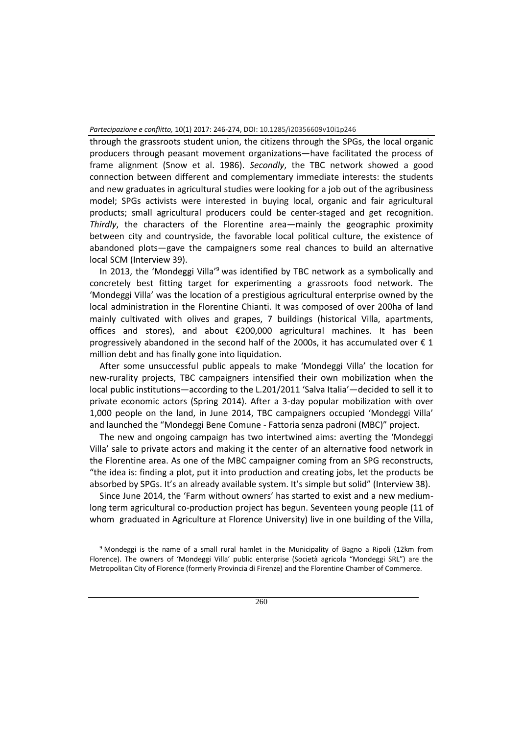through the grassroots student union, the citizens through the SPGs, the local organic producers through peasant movement organizations—have facilitated the process of frame alignment (Snow et al. 1986). *Secondly*, the TBC network showed a good connection between different and complementary immediate interests: the students and new graduates in agricultural studies were looking for a job out of the agribusiness model; SPGs activists were interested in buying local, organic and fair agricultural products; small agricultural producers could be center-staged and get recognition. *Thirdly*, the characters of the Florentine area—mainly the geographic proximity between city and countryside, the favorable local political culture, the existence of abandoned plots—gave the campaigners some real chances to build an alternative local SCM (Interview 39).

In 2013, the 'Mondeggi Villa'[9] was identified by TBC network as a symbolically and concretely best fitting target for experimenting a grassroots food network. The 'Mondeggi Villa' was the location of a prestigious agricultural enterprise owned by the local administration in the Florentine Chianti. It was composed of over 200ha of land mainly cultivated with olives and grapes, 7 buildings (historical Villa, apartments, offices and stores), and about €200,000 agricultural machines. It has been progressively abandoned in the second half of the 2000s, it has accumulated over € 1 million debt and has finally gone into liquidation.

After some unsuccessful public appeals to make 'Mondeggi Villa' the location for new-rurality projects, TBC campaigners intensified their own mobilization when the local public institutions—according to the L.201/2011 'Salva Italia'—decided to sell it to private economic actors (Spring 2014). After a 3-day popular mobilization with over 1,000 people on the land, in June 2014, TBC campaigners occupied 'Mondeggi Villa' and launched the "Mondeggi Bene Comune - Fattoria senza padroni (MBC)" project.

The new and ongoing campaign has two intertwined aims: averting the 'Mondeggi Villa' sale to private actors and making it the center of an alternative food network in the Florentine area. As one of the MBC campaigner coming from an SPG reconstructs, "the idea is: finding a plot, put it into production and creating jobs, let the products be absorbed by SPGs. It's an already available system. It's simple but solid" (Interview 38).

Since June 2014, the 'Farm without owners' has started to exist and a new medium-long term agricultural co-production project has begun. Seventeen young people (11 of whom graduated in Agriculture at Florence University) live in one building of the Villa,

[9] Mondeggi is the name of a small rural hamlet in the Municipality of Bagno a Ripoli (12km from Florence). The owners of 'Mondeggi Villa' public enterprise (Società agricola "Mondeggi SRL") are the Metropolitan City of Florence (formerly Provincia di Firenze) and the Florentine Chamber of Commerce.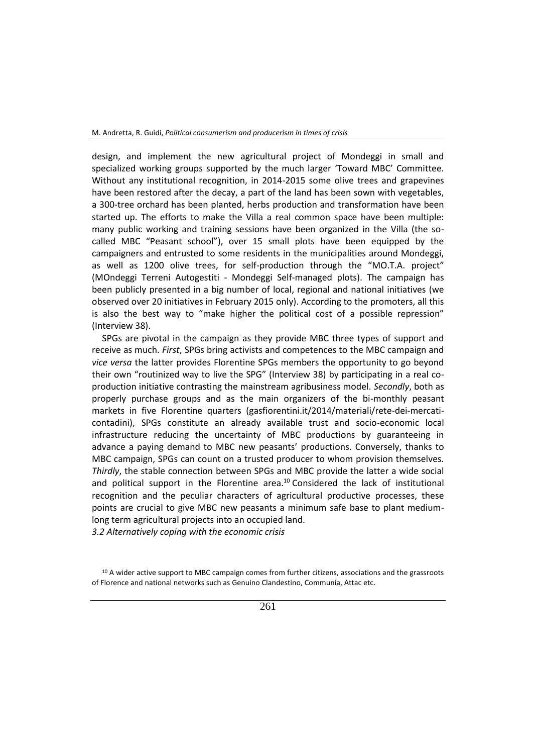design, and implement the new agricultural project of Mondeggi in small and specialized working groups supported by the much larger 'Toward MBC' Committee. Without any institutional recognition, in 2014-2015 some olive trees and grapevines have been restored after the decay, a part of the land has been sown with vegetables, a 300-tree orchard has been planted, herbs production and transformation have been started up. The efforts to make the Villa a real common space have been multiple: many public working and training sessions have been organized in the Villa (the so-called MBC "Peasant school"), over 15 small plots have been equipped by the campaigners and entrusted to some residents in the municipalities around Mondeggi, as well as 1200 olive trees, for self-production through the "MO.T.A. project" (MOndeggi Terreni Autogestiti - Mondeggi Self-managed plots). The campaign has been publicly presented in a big number of local, regional and national initiatives (we observed over 20 initiatives in February 2015 only). According to the promoters, all this is also the best way to "make higher the political cost of a possible repression" (Interview 38).

SPGs are pivotal in the campaign as they provide MBC three types of support and receive as much. *First*, SPGs bring activists and competences to the MBC campaign and *vice versa* the latter provides Florentine SPGs members the opportunity to go beyond their own "routinized way to live the SPG" (Interview 38) by participating in a real co-production initiative contrasting the mainstream agribusiness model. *Secondly*, both as properly purchase groups and as the main organizers of the bi-monthly peasant markets in five Florentine quarters (gasfiorentini.it/2014/materiali/rete-dei-mercati-contadini), SPGs constitute an already available trust and socio-economic local infrastructure reducing the uncertainty of MBC productions by guaranteeing in advance a paying demand to MBC new peasants' productions. Conversely, thanks to MBC campaign, SPGs can count on a trusted producer to whom provision themselves. *Thirdly*, the stable connection between SPGs and MBC provide the latter a wide social and political support in the Florentine area.[10] Considered the lack of institutional recognition and the peculiar characters of agricultural productive processes, these points are crucial to give MBC new peasants a minimum safe base to plant medium-long term agricultural projects into an occupied land.

### *3.2 Alternatively coping with the economic crisis*

[10] A wider active support to MBC campaign comes from further citizens, associations and the grassroots of Florence and national networks such as Genuino Clandestino, Communia, Attac etc.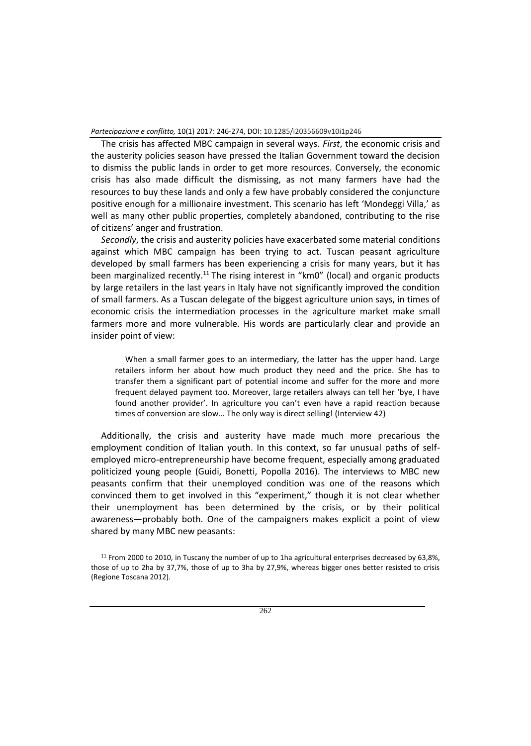The crisis has affected MBC campaign in several ways. *First*, the economic crisis and the austerity policies season have pressed the Italian Government toward the decision to dismiss the public lands in order to get more resources. Conversely, the economic crisis has also made difficult the dismissing, as not many farmers have had the resources to buy these lands and only a few have probably considered the conjuncture positive enough for a millionaire investment. This scenario has left 'Mondeggi Villa,' as well as many other public properties, completely abandoned, contributing to the rise of citizens' anger and frustration.

*Secondly*, the crisis and austerity policies have exacerbated some material conditions against which MBC campaign has been trying to act. Tuscan peasant agriculture developed by small farmers has been experiencing a crisis for many years, but it has been marginalized recently.[11] The rising interest in "km0" (local) and organic products by large retailers in the last years in Italy have not significantly improved the condition of small farmers. As a Tuscan delegate of the biggest agriculture union says, in times of economic crisis the intermediation processes in the agriculture market make small farmers more and more vulnerable. His words are particularly clear and provide an insider point of view:

> When a small farmer goes to an intermediary, the latter has the upper hand. Large retailers inform her about how much product they need and the price. She has to transfer them a significant part of potential income and suffer for the more and more frequent delayed payment too. Moreover, large retailers always can tell her 'bye, I have found another provider'. In agriculture you can't even have a rapid reaction because times of conversion are slow… The only way is direct selling! (Interview 42)

Additionally, the crisis and austerity have made much more precarious the employment condition of Italian youth. In this context, so far unusual paths of self-employed micro-entrepreneurship have become frequent, especially among graduated politicized young people (Guidi, Bonetti, Popolla 2016). The interviews to MBC new peasants confirm that their unemployed condition was one of the reasons which convinced them to get involved in this "experiment," though it is not clear whether their unemployment has been determined by the crisis, or by their political awareness—probably both. One of the campaigners makes explicit a point of view shared by many MBC new peasants:

[11] From 2000 to 2010, in Tuscany the number of up to 1ha agricultural enterprises decreased by 63,8%, those of up to 2ha by 37,7%, those of up to 3ha by 27,9%, whereas bigger ones better resisted to crisis (Regione Toscana 2012).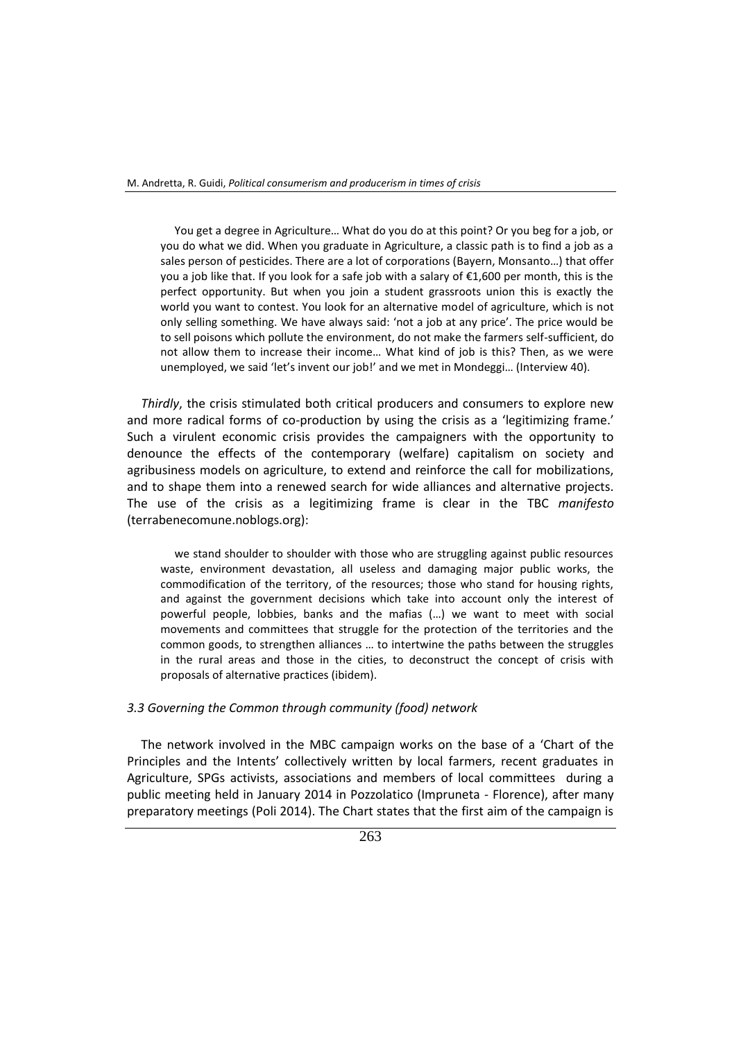> You get a degree in Agriculture… What do you do at this point? Or you beg for a job, or you do what we did. When you graduate in Agriculture, a classic path is to find a job as a sales person of pesticides. There are a lot of corporations (Bayern, Monsanto…) that offer you a job like that. If you look for a safe job with a salary of €1,600 per month, this is the perfect opportunity. But when you join a student grassroots union this is exactly the world you want to contest. You look for an alternative model of agriculture, which is not only selling something. We have always said: 'not a job at any price'. The price would be to sell poisons which pollute the environment, do not make the farmers self-sufficient, do not allow them to increase their income… What kind of job is this? Then, as we were unemployed, we said 'let's invent our job!' and we met in Mondeggi… (Interview 40).

*Thirdly*, the crisis stimulated both critical producers and consumers to explore new and more radical forms of co-production by using the crisis as a 'legitimizing frame.' Such a virulent economic crisis provides the campaigners with the opportunity to denounce the effects of the contemporary (welfare) capitalism on society and agribusiness models on agriculture, to extend and reinforce the call for mobilizations, and to shape them into a renewed search for wide alliances and alternative projects. The use of the crisis as a legitimizing frame is clear in the TBC *manifesto* (terrabenecomune.noblogs.org):

> we stand shoulder to shoulder with those who are struggling against public resources waste, environment devastation, all useless and damaging major public works, the commodification of the territory, of the resources; those who stand for housing rights, and against the government decisions which take into account only the interest of powerful people, lobbies, banks and the mafias (…) we want to meet with social movements and committees that struggle for the protection of the territories and the common goods, to strengthen alliances … to intertwine the paths between the struggles in the rural areas and those in the cities, to deconstruct the concept of crisis with proposals of alternative practices (ibidem).

### *3.3 Governing the Common through community (food) network*

The network involved in the MBC campaign works on the base of a 'Chart of the Principles and the Intents' collectively written by local farmers, recent graduates in Agriculture, SPGs activists, associations and members of local committees during a public meeting held in January 2014 in Pozzolatico (Impruneta - Florence), after many preparatory meetings (Poli 2014). The Chart states that the first aim of the campaign is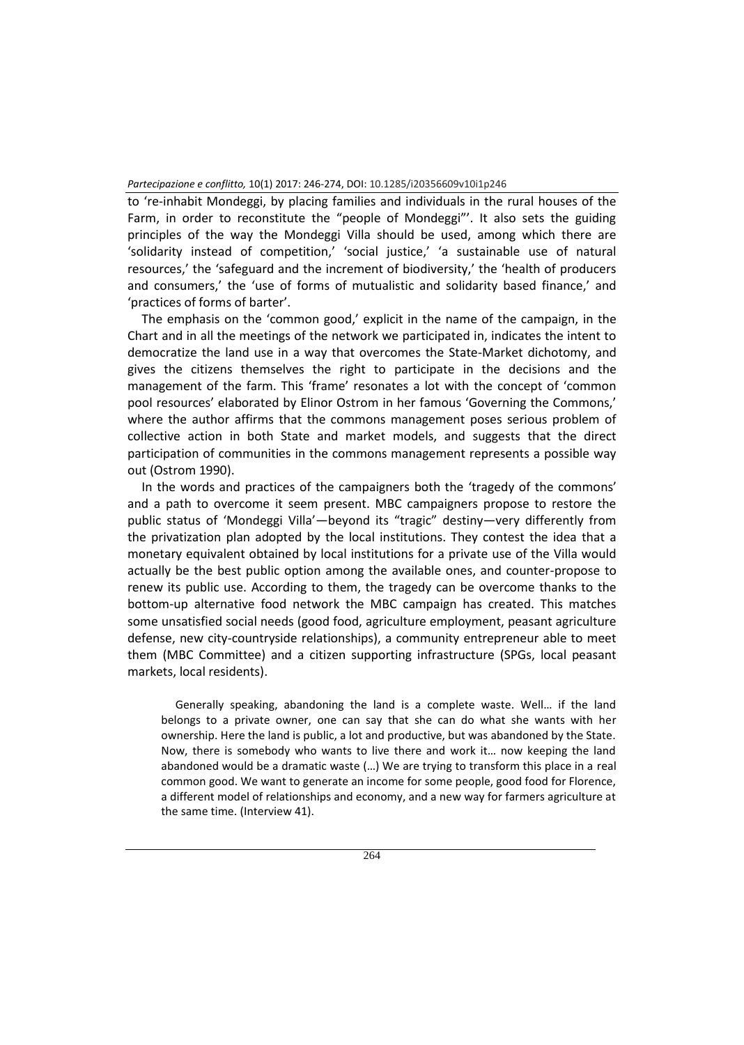to 're-inhabit Mondeggi, by placing families and individuals in the rural houses of the Farm, in order to reconstitute the "people of Mondeggi"'. It also sets the guiding principles of the way the Mondeggi Villa should be used, among which there are 'solidarity instead of competition,' 'social justice,' 'a sustainable use of natural resources,' the 'safeguard and the increment of biodiversity,' the 'health of producers and consumers,' the 'use of forms of mutualistic and solidarity based finance,' and 'practices of forms of barter'.

The emphasis on the 'common good,' explicit in the name of the campaign, in the Chart and in all the meetings of the network we participated in, indicates the intent to democratize the land use in a way that overcomes the State-Market dichotomy, and gives the citizens themselves the right to participate in the decisions and the management of the farm. This 'frame' resonates a lot with the concept of 'common pool resources' elaborated by Elinor Ostrom in her famous 'Governing the Commons,' where the author affirms that the commons management poses serious problem of collective action in both State and market models, and suggests that the direct participation of communities in the commons management represents a possible way out (Ostrom 1990).

In the words and practices of the campaigners both the 'tragedy of the commons' and a path to overcome it seem present. MBC campaigners propose to restore the public status of 'Mondeggi Villa'—beyond its "tragic" destiny—very differently from the privatization plan adopted by the local institutions. They contest the idea that a monetary equivalent obtained by local institutions for a private use of the Villa would actually be the best public option among the available ones, and counter-propose to renew its public use. According to them, the tragedy can be overcome thanks to the bottom-up alternative food network the MBC campaign has created. This matches some unsatisfied social needs (good food, agriculture employment, peasant agriculture defense, new city-countryside relationships), a community entrepreneur able to meet them (MBC Committee) and a citizen supporting infrastructure (SPGs, local peasant markets, local residents).

> Generally speaking, abandoning the land is a complete waste. Well… if the land belongs to a private owner, one can say that she can do what she wants with her ownership. Here the land is public, a lot and productive, but was abandoned by the State. Now, there is somebody who wants to live there and work it… now keeping the land abandoned would be a dramatic waste (…) We are trying to transform this place in a real common good. We want to generate an income for some people, good food for Florence, a different model of relationships and economy, and a new way for farmers agriculture at the same time. (Interview 41).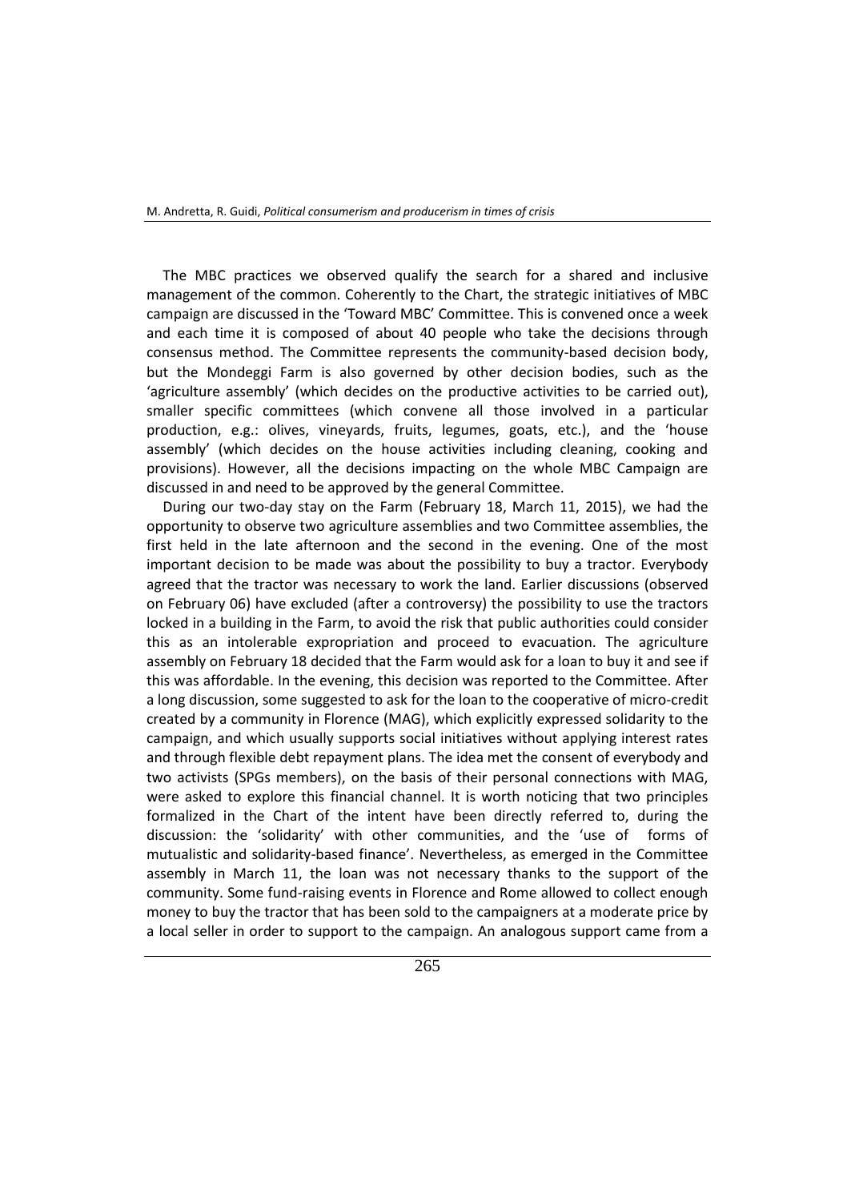The MBC practices we observed qualify the search for a shared and inclusive management of the common. Coherently to the Chart, the strategic initiatives of MBC campaign are discussed in the 'Toward MBC' Committee. This is convened once a week and each time it is composed of about 40 people who take the decisions through consensus method. The Committee represents the community-based decision body, but the Mondeggi Farm is also governed by other decision bodies, such as the 'agriculture assembly' (which decides on the productive activities to be carried out), smaller specific committees (which convene all those involved in a particular production, e.g.: olives, vineyards, fruits, legumes, goats, etc.), and the 'house assembly' (which decides on the house activities including cleaning, cooking and provisions). However, all the decisions impacting on the whole MBC Campaign are discussed in and need to be approved by the general Committee.

During our two-day stay on the Farm (February 18, March 11, 2015), we had the opportunity to observe two agriculture assemblies and two Committee assemblies, the first held in the late afternoon and the second in the evening. One of the most important decision to be made was about the possibility to buy a tractor. Everybody agreed that the tractor was necessary to work the land. Earlier discussions (observed on February 06) have excluded (after a controversy) the possibility to use the tractors locked in a building in the Farm, to avoid the risk that public authorities could consider this as an intolerable expropriation and proceed to evacuation. The agriculture assembly on February 18 decided that the Farm would ask for a loan to buy it and see if this was affordable. In the evening, this decision was reported to the Committee. After a long discussion, some suggested to ask for the loan to the cooperative of micro-credit created by a community in Florence (MAG), which explicitly expressed solidarity to the campaign, and which usually supports social initiatives without applying interest rates and through flexible debt repayment plans. The idea met the consent of everybody and two activists (SPGs members), on the basis of their personal connections with MAG, were asked to explore this financial channel. It is worth noticing that two principles formalized in the Chart of the intent have been directly referred to, during the discussion: the 'solidarity' with other communities, and the 'use of forms of mutualistic and solidarity-based finance'. Nevertheless, as emerged in the Committee assembly in March 11, the loan was not necessary thanks to the support of the community. Some fund-raising events in Florence and Rome allowed to collect enough money to buy the tractor that has been sold to the campaigners at a moderate price by a local seller in order to support to the campaign. An analogous support came from a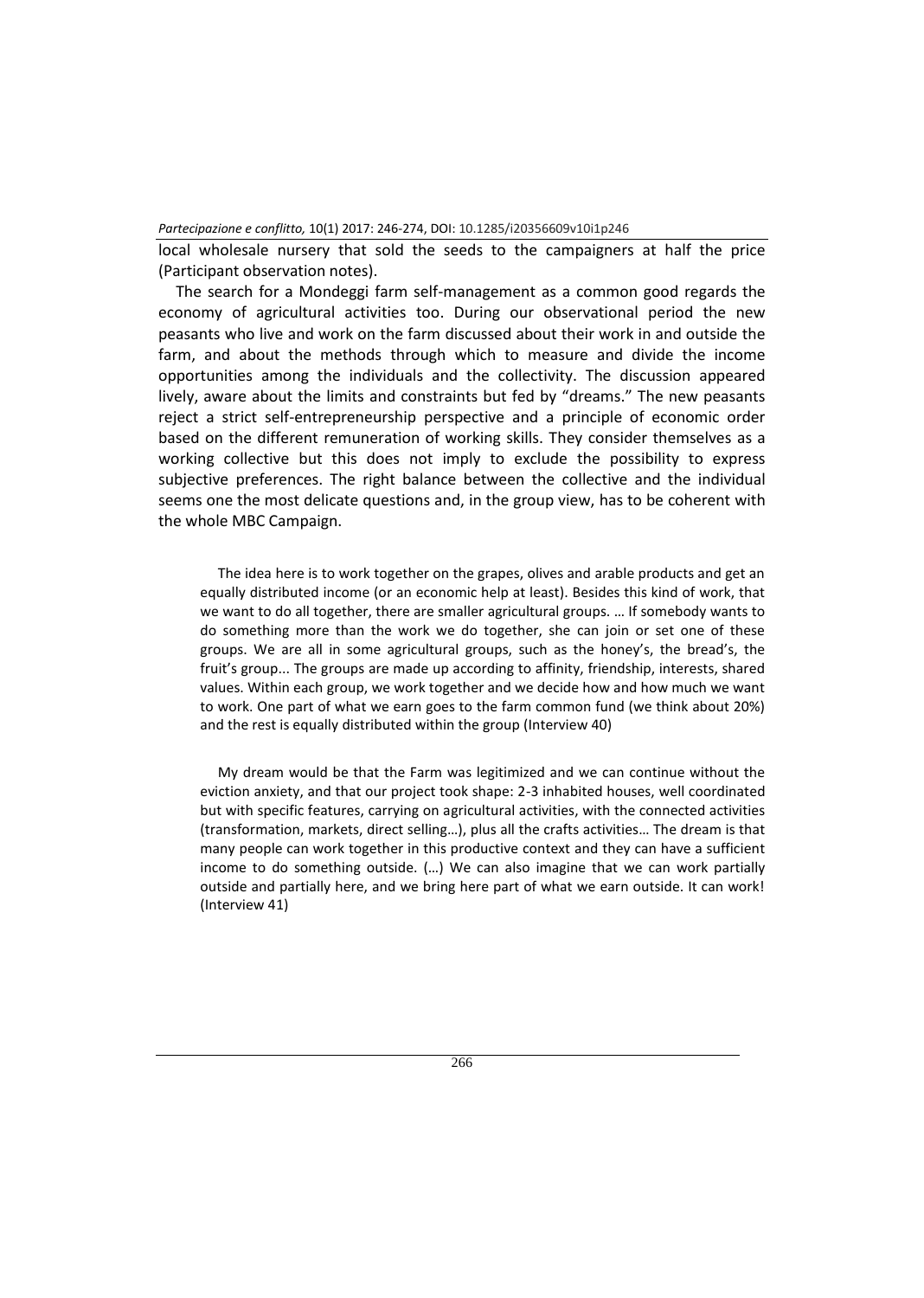local wholesale nursery that sold the seeds to the campaigners at half the price (Participant observation notes).

The search for a Mondeggi farm self-management as a common good regards the economy of agricultural activities too. During our observational period the new peasants who live and work on the farm discussed about their work in and outside the farm, and about the methods through which to measure and divide the income opportunities among the individuals and the collectivity. The discussion appeared lively, aware about the limits and constraints but fed by "dreams." The new peasants reject a strict self-entrepreneurship perspective and a principle of economic order based on the different remuneration of working skills. They consider themselves as a working collective but this does not imply to exclude the possibility to express subjective preferences. The right balance between the collective and the individual seems one the most delicate questions and, in the group view, has to be coherent with the whole MBC Campaign.

> The idea here is to work together on the grapes, olives and arable products and get an equally distributed income (or an economic help at least). Besides this kind of work, that we want to do all together, there are smaller agricultural groups. … If somebody wants to do something more than the work we do together, she can join or set one of these groups. We are all in some agricultural groups, such as the honey's, the bread's, the fruit's group... The groups are made up according to affinity, friendship, interests, shared values. Within each group, we work together and we decide how and how much we want to work. One part of what we earn goes to the farm common fund (we think about 20%) and the rest is equally distributed within the group (Interview 40)

> My dream would be that the Farm was legitimized and we can continue without the eviction anxiety, and that our project took shape: 2-3 inhabited houses, well coordinated but with specific features, carrying on agricultural activities, with the connected activities (transformation, markets, direct selling…), plus all the crafts activities… The dream is that many people can work together in this productive context and they can have a sufficient income to do something outside. (…) We can also imagine that we can work partially outside and partially here, and we bring here part of what we earn outside. It can work! (Interview 41)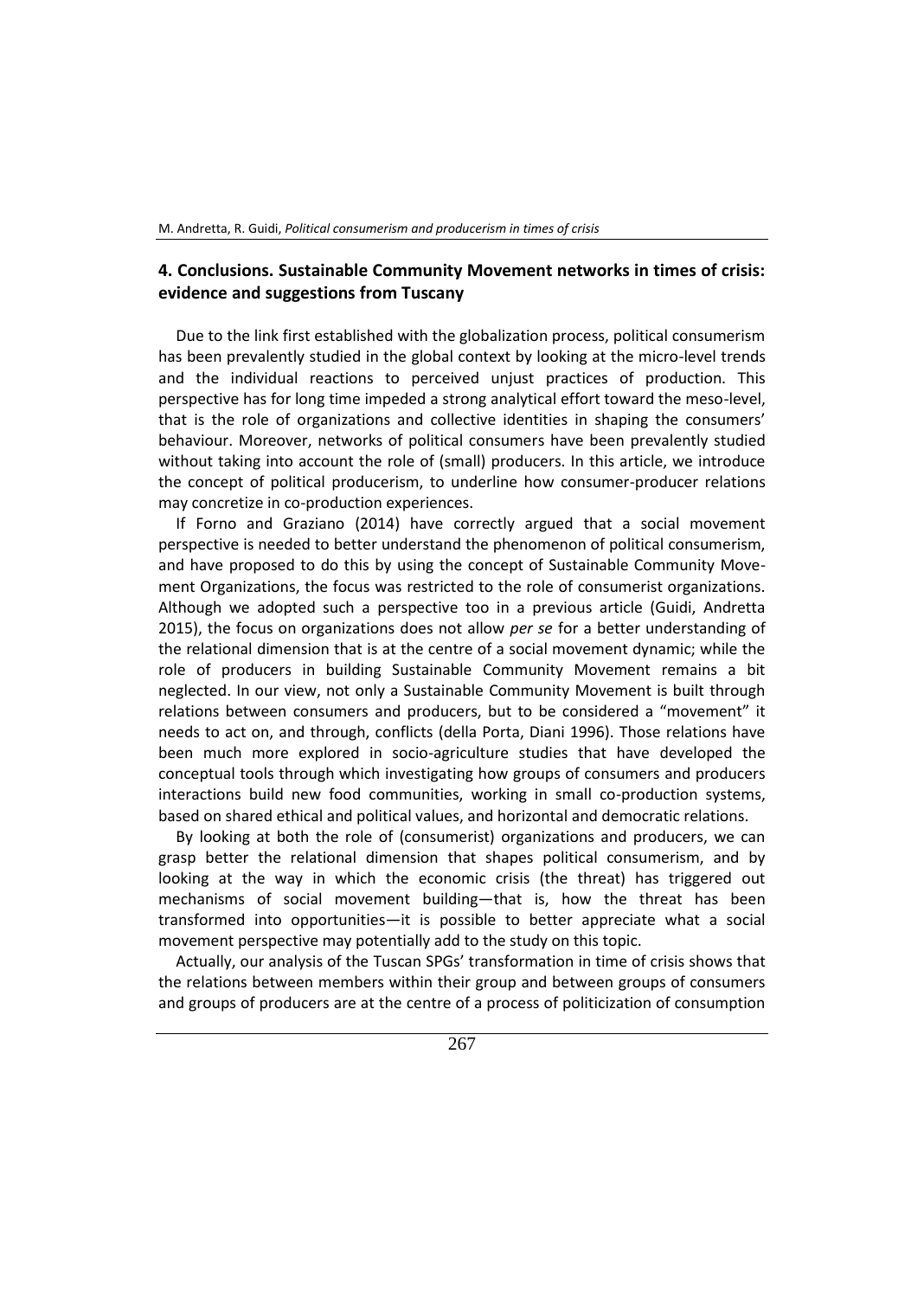## 4. Conclusions. Sustainable Community Movement networks in times of crisis: evidence and suggestions from Tuscany

Due to the link first established with the globalization process, political consumerism has been prevalently studied in the global context by looking at the micro-level trends and the individual reactions to perceived unjust practices of production. This perspective has for long time impeded a strong analytical effort toward the meso-level, that is the role of organizations and collective identities in shaping the consumers' behaviour. Moreover, networks of political consumers have been prevalently studied without taking into account the role of (small) producers. In this article, we introduce the concept of political producerism, to underline how consumer-producer relations may concretize in co-production experiences.

If Forno and Graziano (2014) have correctly argued that a social movement perspective is needed to better understand the phenomenon of political consumerism, and have proposed to do this by using the concept of Sustainable Community Movement Organizations, the focus was restricted to the role of consumerist organizations. Although we adopted such a perspective too in a previous article (Guidi, Andretta 2015), the focus on organizations does not allow *per se* for a better understanding of the relational dimension that is at the centre of a social movement dynamic; while the role of producers in building Sustainable Community Movement remains a bit neglected. In our view, not only a Sustainable Community Movement is built through relations between consumers and producers, but to be considered a "movement" it needs to act on, and through, conflicts (della Porta, Diani 1996). Those relations have been much more explored in socio-agriculture studies that have developed the conceptual tools through which investigating how groups of consumers and producers interactions build new food communities, working in small co-production systems, based on shared ethical and political values, and horizontal and democratic relations.

By looking at both the role of (consumerist) organizations and producers, we can grasp better the relational dimension that shapes political consumerism, and by looking at the way in which the economic crisis (the threat) has triggered out mechanisms of social movement building—that is, how the threat has been transformed into opportunities—it is possible to better appreciate what a social movement perspective may potentially add to the study on this topic.

Actually, our analysis of the Tuscan SPGs' transformation in time of crisis shows that the relations between members within their group and between groups of consumers and groups of producers are at the centre of a process of politicization of consumption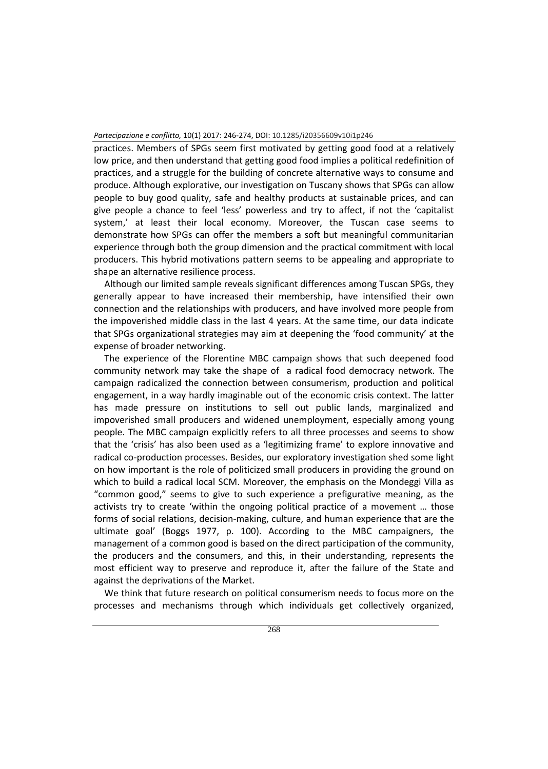practices. Members of SPGs seem first motivated by getting good food at a relatively low price, and then understand that getting good food implies a political redefinition of practices, and a struggle for the building of concrete alternative ways to consume and produce. Although explorative, our investigation on Tuscany shows that SPGs can allow people to buy good quality, safe and healthy products at sustainable prices, and can give people a chance to feel 'less' powerless and try to affect, if not the 'capitalist system,' at least their local economy. Moreover, the Tuscan case seems to demonstrate how SPGs can offer the members a soft but meaningful communitarian experience through both the group dimension and the practical commitment with local producers. This hybrid motivations pattern seems to be appealing and appropriate to shape an alternative resilience process.

Although our limited sample reveals significant differences among Tuscan SPGs, they generally appear to have increased their membership, have intensified their own connection and the relationships with producers, and have involved more people from the impoverished middle class in the last 4 years. At the same time, our data indicate that SPGs organizational strategies may aim at deepening the 'food community' at the expense of broader networking.

The experience of the Florentine MBC campaign shows that such deepened food community network may take the shape of a radical food democracy network. The campaign radicalized the connection between consumerism, production and political engagement, in a way hardly imaginable out of the economic crisis context. The latter has made pressure on institutions to sell out public lands, marginalized and impoverished small producers and widened unemployment, especially among young people. The MBC campaign explicitly refers to all three processes and seems to show that the 'crisis' has also been used as a 'legitimizing frame' to explore innovative and radical co-production processes. Besides, our exploratory investigation shed some light on how important is the role of politicized small producers in providing the ground on which to build a radical local SCM. Moreover, the emphasis on the Mondeggi Villa as "common good," seems to give to such experience a prefigurative meaning, as the activists try to create 'within the ongoing political practice of a movement … those forms of social relations, decision-making, culture, and human experience that are the ultimate goal' (Boggs 1977, p. 100). According to the MBC campaigners, the management of a common good is based on the direct participation of the community, the producers and the consumers, and this, in their understanding, represents the most efficient way to preserve and reproduce it, after the failure of the State and against the deprivations of the Market.

We think that future research on political consumerism needs to focus more on the processes and mechanisms through which individuals get collectively organized,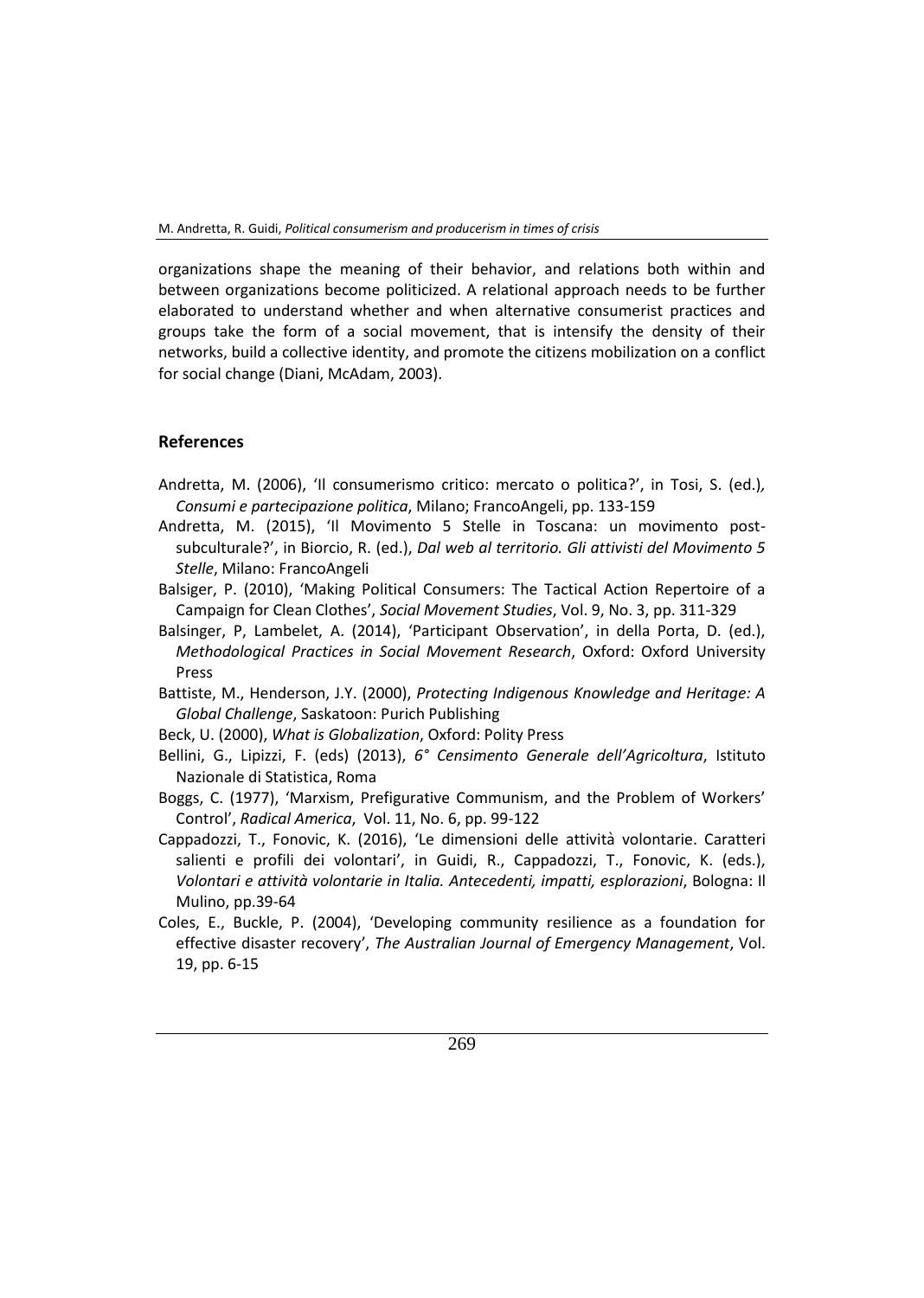organizations shape the meaning of their behavior, and relations both within and between organizations become politicized. A relational approach needs to be further elaborated to understand whether and when alternative consumerist practices and groups take the form of a social movement, that is intensify the density of their networks, build a collective identity, and promote the citizens mobilization on a conflict for social change (Diani, McAdam, 2003).

## References

Andretta, M. (2006), 'Il consumerismo critico: mercato o politica?', in Tosi, S. (ed.), *Consumi e partecipazione politica*, Milano; FrancoAngeli, pp. 133-159

Andretta, M. (2015), 'Il Movimento 5 Stelle in Toscana: un movimento post-subculturale?', in Biorcio, R. (ed.), *Dal web al territorio. Gli attivisti del Movimento 5 Stelle*, Milano: FrancoAngeli

Balsiger, P. (2010), 'Making Political Consumers: The Tactical Action Repertoire of a Campaign for Clean Clothes', *Social Movement Studies*, Vol. 9, No. 3, pp. 311-329

Balsinger, P, Lambelet, A. (2014), 'Participant Observation', in della Porta, D. (ed.), *Methodological Practices in Social Movement Research*, Oxford: Oxford University Press

Battiste, M., Henderson, J.Y. (2000), *Protecting Indigenous Knowledge and Heritage: A Global Challenge*, Saskatoon: Purich Publishing

Beck, U. (2000), *What is Globalization*, Oxford: Polity Press

Bellini, G., Lipizzi, F. (eds) (2013), *6° Censimento Generale dell'Agricoltura*, Istituto Nazionale di Statistica, Roma

Boggs, C. (1977), 'Marxism, Prefigurative Communism, and the Problem of Workers' Control', *Radical America*, Vol. 11, No. 6, pp. 99-122

Cappadozzi, T., Fonovic, K. (2016), 'Le dimensioni delle attività volontarie. Caratteri salienti e profili dei volontari', in Guidi, R., Cappadozzi, T., Fonovic, K. (eds.), *Volontari e attività volontarie in Italia. Antecedenti, impatti, esplorazioni*, Bologna: Il Mulino, pp.39-64

Coles, E., Buckle, P. (2004), 'Developing community resilience as a foundation for effective disaster recovery', *The Australian Journal of Emergency Management*, Vol. 19, pp. 6-15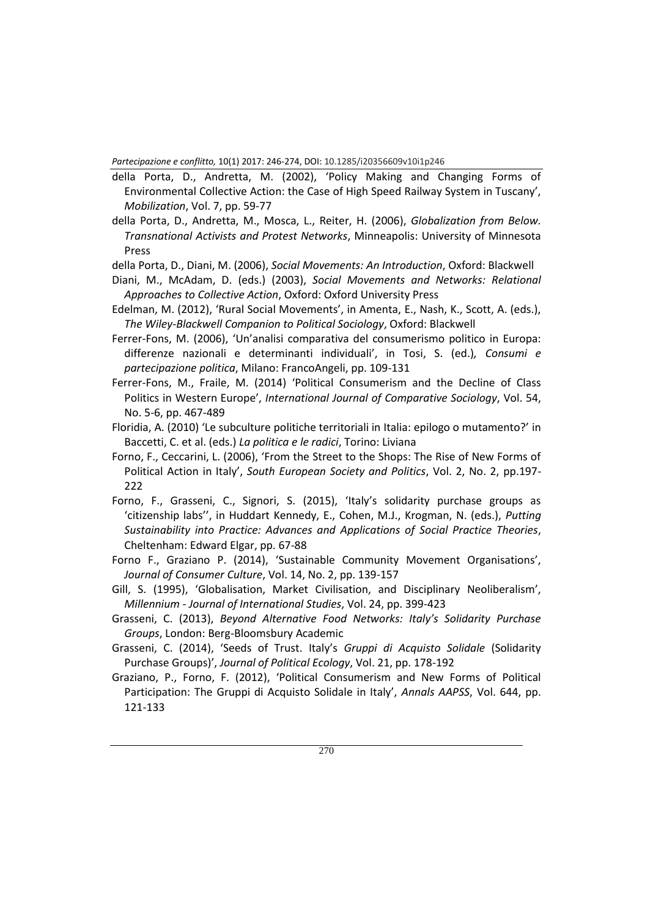della Porta, D., Andretta, M. (2002), 'Policy Making and Changing Forms of Environmental Collective Action: the Case of High Speed Railway System in Tuscany', *Mobilization*, Vol. 7, pp. 59-77

della Porta, D., Andretta, M., Mosca, L., Reiter, H. (2006), *Globalization from Below. Transnational Activists and Protest Networks*, Minneapolis: University of Minnesota Press

della Porta, D., Diani, M. (2006), *Social Movements: An Introduction*, Oxford: Blackwell

Diani, M., McAdam, D. (eds.) (2003), *Social Movements and Networks: Relational Approaches to Collective Action*, Oxford: Oxford University Press

Edelman, M. (2012), 'Rural Social Movements', in Amenta, E., Nash, K., Scott, A. (eds.), *The Wiley-Blackwell Companion to Political Sociology*, Oxford: Blackwell

Ferrer-Fons, M. (2006), 'Un'analisi comparativa del consumerismo politico in Europa: differenze nazionali e determinanti individuali', in Tosi, S. (ed.)*, Consumi e partecipazione politica*, Milano: FrancoAngeli, pp. 109-131

Ferrer-Fons, M., Fraile, M. (2014) 'Political Consumerism and the Decline of Class Politics in Western Europe', *International Journal of Comparative Sociology*, Vol. 54, No. 5-6, pp. 467-489

Floridia, A. (2010) 'Le subculture politiche territoriali in Italia: epilogo o mutamento?' in Baccetti, C. et al. (eds.) *La politica e le radici*, Torino: Liviana

Forno, F., Ceccarini, L. (2006), 'From the Street to the Shops: The Rise of New Forms of Political Action in Italy', *South European Society and Politics*, Vol. 2, No. 2, pp.197-222

Forno, F., Grasseni, C., Signori, S. (2015), 'Italy's solidarity purchase groups as 'citizenship labs'', in Huddart Kennedy, E., Cohen, M.J., Krogman, N. (eds.), *Putting Sustainability into Practice: Advances and Applications of Social Practice Theories*, Cheltenham: Edward Elgar, pp. 67-88

Forno F., Graziano P. (2014), 'Sustainable Community Movement Organisations', *Journal of Consumer Culture*, Vol. 14, No. 2, pp. 139-157

Gill, S. (1995), 'Globalisation, Market Civilisation, and Disciplinary Neoliberalism', *Millennium - Journal of International Studies*, Vol. 24, pp. 399-423

Grasseni, C. (2013), *Beyond Alternative Food Networks: Italy's Solidarity Purchase Groups*, London: Berg-Bloomsbury Academic

Grasseni, C. (2014), 'Seeds of Trust. Italy's *Gruppi di Acquisto Solidale* (Solidarity Purchase Groups)', *Journal of Political Ecology*, Vol. 21, pp. 178-192

Graziano, P., Forno, F. (2012), 'Political Consumerism and New Forms of Political Participation: The Gruppi di Acquisto Solidale in Italy', *Annals AAPSS*, Vol. 644, pp. 121-133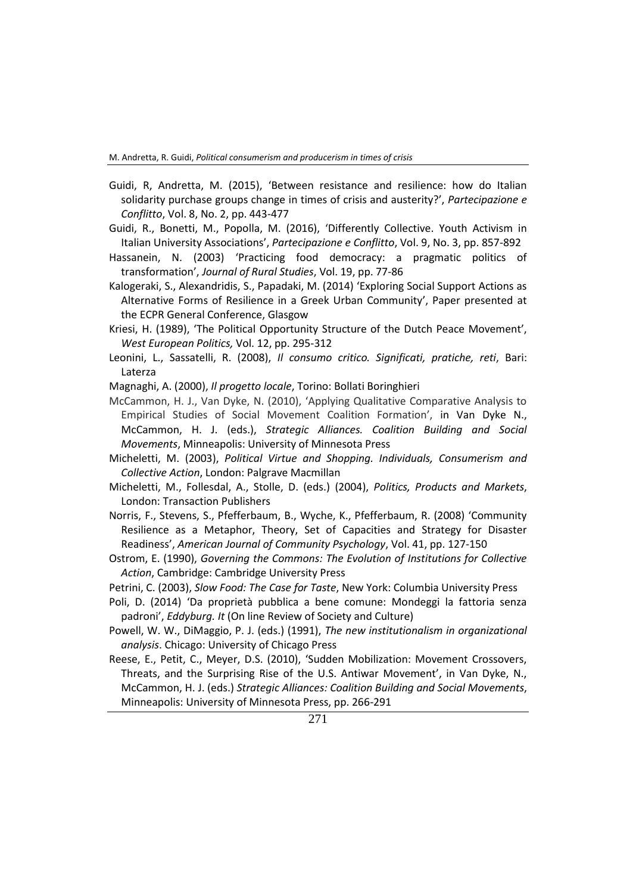Guidi, R, Andretta, M. (2015), 'Between resistance and resilience: how do Italian solidarity purchase groups change in times of crisis and austerity?', *Partecipazione e Conflitto*, Vol. 8, No. 2, pp. 443-477

Guidi, R., Bonetti, M., Popolla, M. (2016), 'Differently Collective. Youth Activism in Italian University Associations', *Partecipazione e Conflitto*, Vol. 9, No. 3, pp. 857-892

Hassanein, N. (2003) 'Practicing food democracy: a pragmatic politics of transformation', *Journal of Rural Studies*, Vol. 19, pp. 77-86

Kalogeraki, S., Alexandridis, S., Papadaki, M. (2014) 'Exploring Social Support Actions as Alternative Forms of Resilience in a Greek Urban Community', Paper presented at the ECPR General Conference, Glasgow

Kriesi, H. (1989), 'The Political Opportunity Structure of the Dutch Peace Movement', *West European Politics,* Vol. 12, pp. 295-312

Leonini, L., Sassatelli, R. (2008), *Il consumo critico. Significati, pratiche, reti*, Bari: Laterza

Magnaghi, A. (2000), *Il progetto locale*, Torino: Bollati Boringhieri

McCammon, H. J., Van Dyke, N. (2010), 'Applying Qualitative Comparative Analysis to Empirical Studies of Social Movement Coalition Formation', in Van Dyke N., McCammon, H. J. (eds.), *Strategic Alliances. Coalition Building and Social Movements*, Minneapolis: University of Minnesota Press

Micheletti, M. (2003), *Political Virtue and Shopping. Individuals, Consumerism and Collective Action*, London: Palgrave Macmillan

Micheletti, M., Follesdal, A., Stolle, D. (eds.) (2004), *Politics, Products and Markets*, London: Transaction Publishers

Norris, F., Stevens, S., Pfefferbaum, B., Wyche, K., Pfefferbaum, R. (2008) 'Community Resilience as a Metaphor, Theory, Set of Capacities and Strategy for Disaster Readiness', *American Journal of Community Psychology*, Vol. 41, pp. 127-150

Ostrom, E. (1990), *Governing the Commons: The Evolution of Institutions for Collective Action*, Cambridge: Cambridge University Press

Petrini, C. (2003), *Slow Food: The Case for Taste*, New York: Columbia University Press

Poli, D. (2014) 'Da proprietà pubblica a bene comune: Mondeggi la fattoria senza padroni', *Eddyburg. It* (On line Review of Society and Culture)

Powell, W. W., DiMaggio, P. J. (eds.) (1991), *The new institutionalism in organizational analysis*. Chicago: University of Chicago Press

Reese, E., Petit, C., Meyer, D.S. (2010), 'Sudden Mobilization: Movement Crossovers, Threats, and the Surprising Rise of the U.S. Antiwar Movement', in Van Dyke, N., McCammon, H. J. (eds.) *Strategic Alliances: Coalition Building and Social Movements*, Minneapolis: University of Minnesota Press, pp. 266-291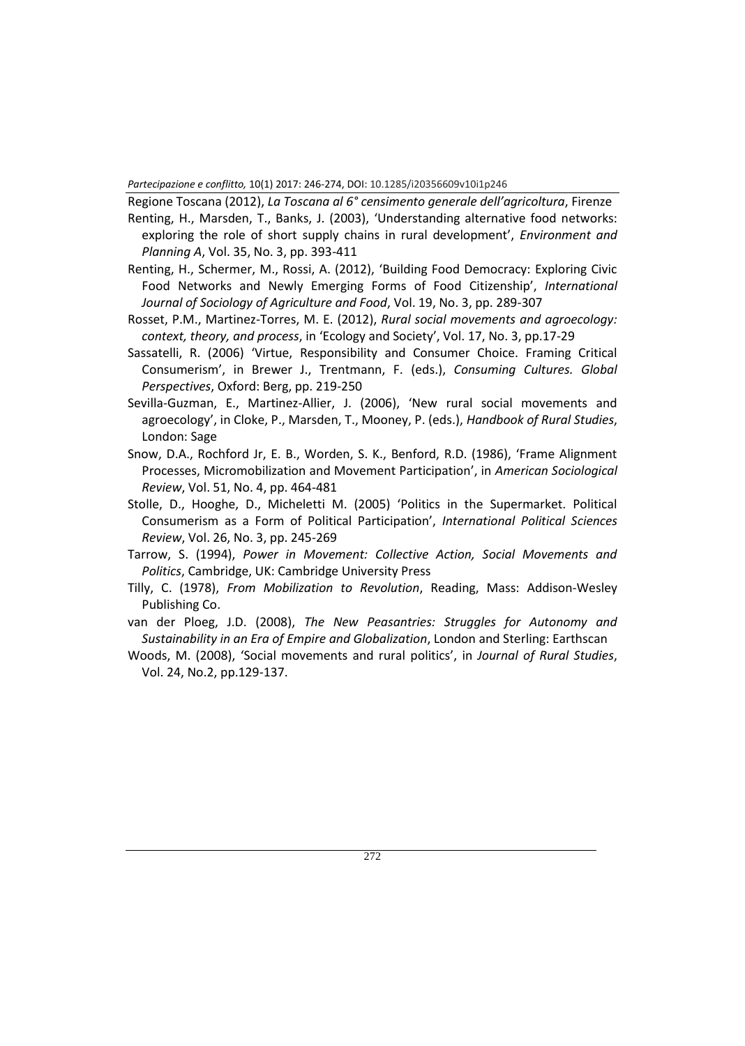Regione Toscana (2012), *La Toscana al 6° censimento generale dell'agricoltura*, Firenze

Renting, H., Marsden, T., Banks, J. (2003), 'Understanding alternative food networks: exploring the role of short supply chains in rural development', *Environment and Planning A*, Vol. 35, No. 3, pp. 393-411

Renting, H., Schermer, M., Rossi, A. (2012), 'Building Food Democracy: Exploring Civic Food Networks and Newly Emerging Forms of Food Citizenship', *International Journal of Sociology of Agriculture and Food*, Vol. 19, No. 3, pp. 289-307

Rosset, P.M., Martinez-Torres, M. E. (2012), *Rural social movements and agroecology: context, theory, and process*, in 'Ecology and Society', Vol. 17, No. 3, pp.17-29

Sassatelli, R. (2006) 'Virtue, Responsibility and Consumer Choice. Framing Critical Consumerism', in Brewer J., Trentmann, F. (eds.), *Consuming Cultures. Global Perspectives*, Oxford: Berg, pp. 219-250

Sevilla-Guzman, E., Martinez-Allier, J. (2006), 'New rural social movements and agroecology', in Cloke, P., Marsden, T., Mooney, P. (eds.), *Handbook of Rural Studies*, London: Sage

Snow, D.A., Rochford Jr, E. B., Worden, S. K., Benford, R.D. (1986), 'Frame Alignment Processes, Micromobilization and Movement Participation', in *American Sociological Review*, Vol. 51, No. 4, pp. 464-481

Stolle, D., Hooghe, D., Micheletti M. (2005) 'Politics in the Supermarket. Political Consumerism as a Form of Political Participation', *International Political Sciences Review*, Vol. 26, No. 3, pp. 245-269

Tarrow, S. (1994), *Power in Movement: Collective Action, Social Movements and Politics*, Cambridge, UK: Cambridge University Press

Tilly, C. (1978), *From Mobilization to Revolution*, Reading, Mass: Addison-Wesley Publishing Co.

van der Ploeg, J.D. (2008), *The New Peasantries: Struggles for Autonomy and Sustainability in an Era of Empire and Globalization*, London and Sterling: Earthscan

Woods, M. (2008), 'Social movements and rural politics', in *Journal of Rural Studies*, Vol. 24, No.2, pp.129-137.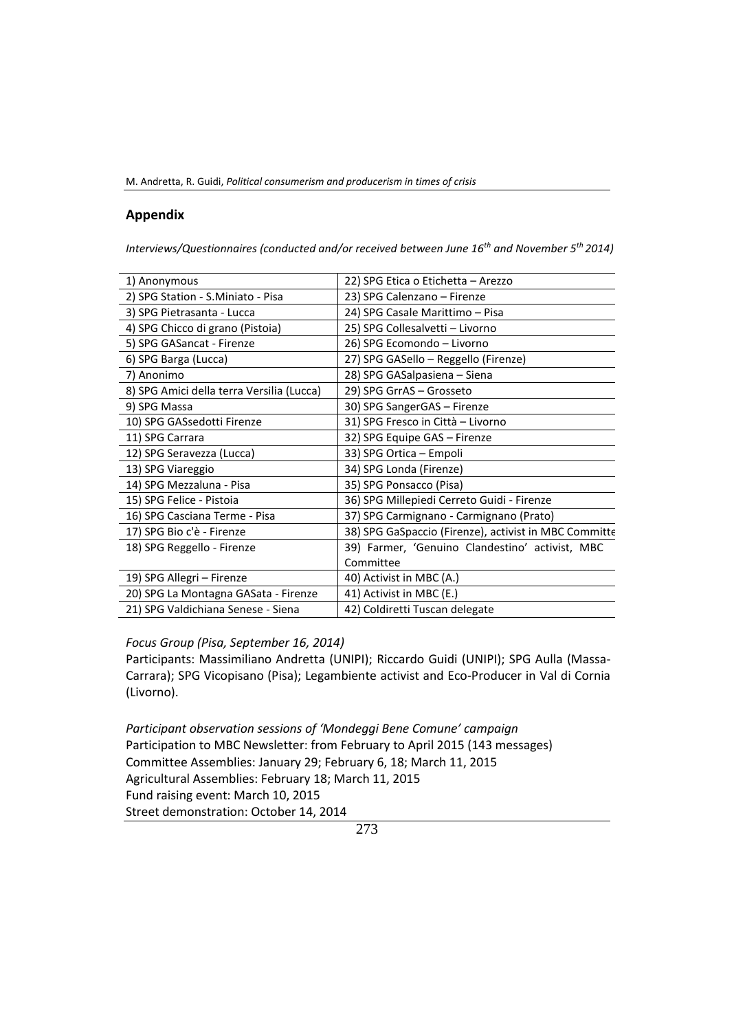## Appendix

*Interviews/Questionnaires (conducted and/or received between June 16th and November 5th 2014)*

| | |
|---|---|
| 1) Anonymous | 22) SPG Etica o Etichetta – Arezzo |
| 2) SPG Station - S.Miniato - Pisa | 23) SPG Calenzano – Firenze |
| 3) SPG Pietrasanta - Lucca | 24) SPG Casale Marittimo – Pisa |
| 4) SPG Chicco di grano (Pistoia) | 25) SPG Collesalvetti – Livorno |
| 5) SPG GASancat - Firenze | 26) SPG Ecomondo – Livorno |
| 6) SPG Barga (Lucca) | 27) SPG GASello – Reggello (Firenze) |
| 7) Anonimo | 28) SPG GASalpasiena – Siena |
| 8) SPG Amici della terra Versilia (Lucca) | 29) SPG GrrAS – Grosseto |
| 9) SPG Massa | 30) SPG SangerGAS – Firenze |
| 10) SPG GASsedotti Firenze | 31) SPG Fresco in Città – Livorno |
| 11) SPG Carrara | 32) SPG Equipe GAS – Firenze |
| 12) SPG Seravezza (Lucca) | 33) SPG Ortica – Empoli |
| 13) SPG Viareggio | 34) SPG Londa (Firenze) |
| 14) SPG Mezzaluna - Pisa | 35) SPG Ponsacco (Pisa) |
| 15) SPG Felice - Pistoia | 36) SPG Millepiedi Cerreto Guidi - Firenze |
| 16) SPG Casciana Terme - Pisa | 37) SPG Carmignano - Carmignano (Prato) |
| 17) SPG Bio c'è - Firenze | 38) SPG GaSpaccio (Firenze), activist in MBC Committe |
| 18) SPG Reggello - Firenze | 39) Farmer, 'Genuino Clandestino' activist, MBC Committee |
| 19) SPG Allegri – Firenze | 40) Activist in MBC (A.) |
| 20) SPG La Montagna GASata - Firenze | 41) Activist in MBC (E.) |
| 21) SPG Valdichiana Senese - Siena | 42) Coldiretti Tuscan delegate |

*Focus Group (Pisa, September 16, 2014)*

Participants: Massimiliano Andretta (UNIPI); Riccardo Guidi (UNIPI); SPG Aulla (Massa-Carrara); SPG Vicopisano (Pisa); Legambiente activist and Eco-Producer in Val di Cornia (Livorno).

*Participant observation sessions of 'Mondeggi Bene Comune' campaign*

Participation to MBC Newsletter: from February to April 2015 (143 messages)
Committee Assemblies: January 29; February 6, 18; March 11, 2015
Agricultural Assemblies: February 18; March 11, 2015
Fund raising event: March 10, 2015
Street demonstration: October 14, 2014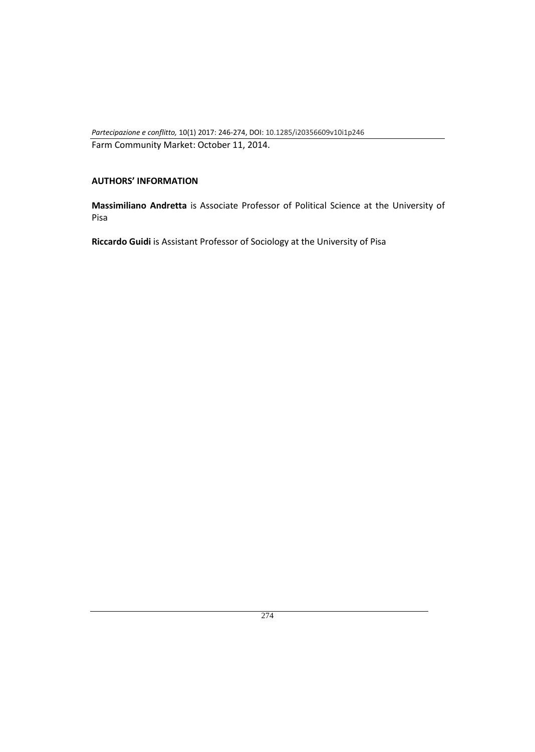Farm Community Market: October 11, 2014.

**AUTHORS' INFORMATION**

**Massimiliano Andretta** is Associate Professor of Political Science at the University of Pisa

**Riccardo Guidi** is Assistant Professor of Sociology at the University of Pisa